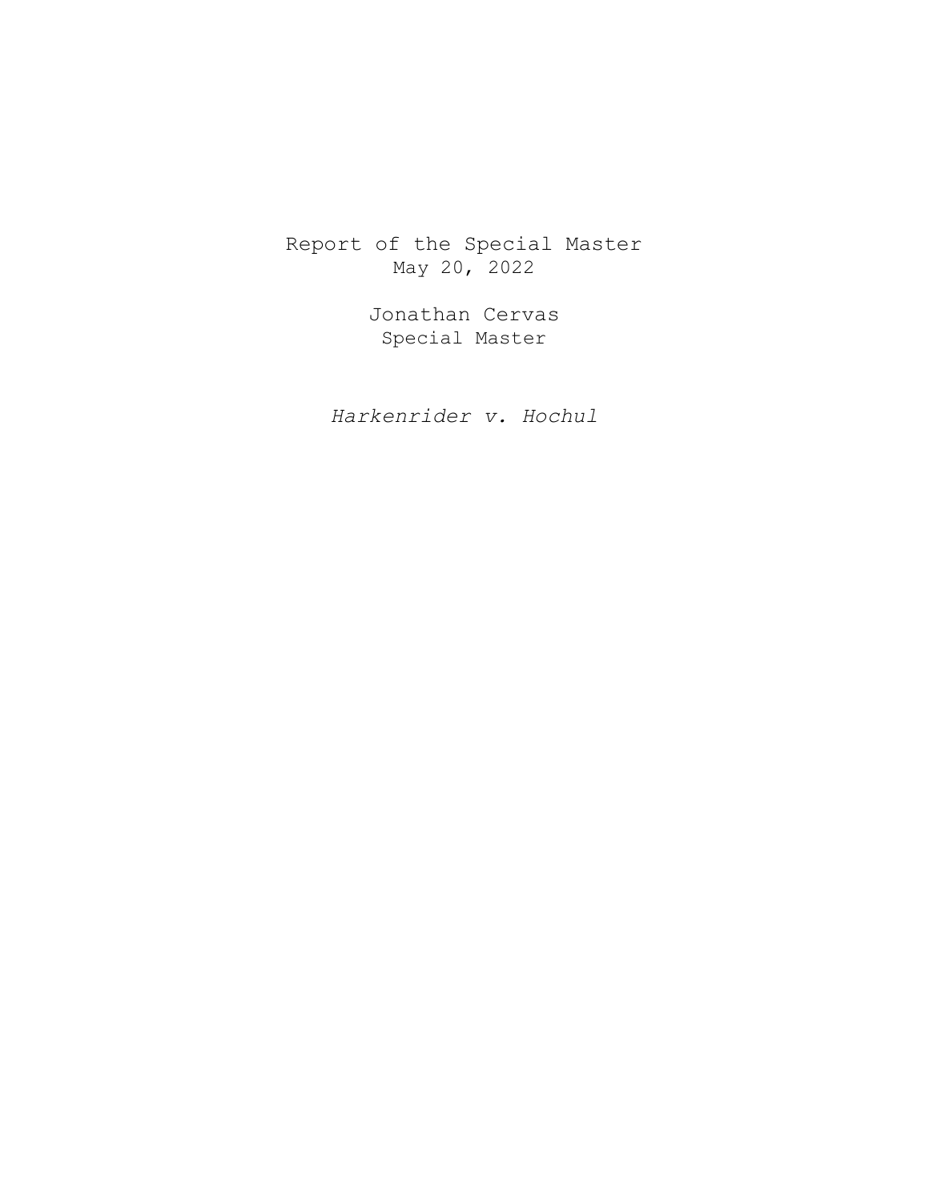# Report of the Special Master

May 20, 2022

Jonathan Cervas

Special Master

*Harkenrider v. Hochul*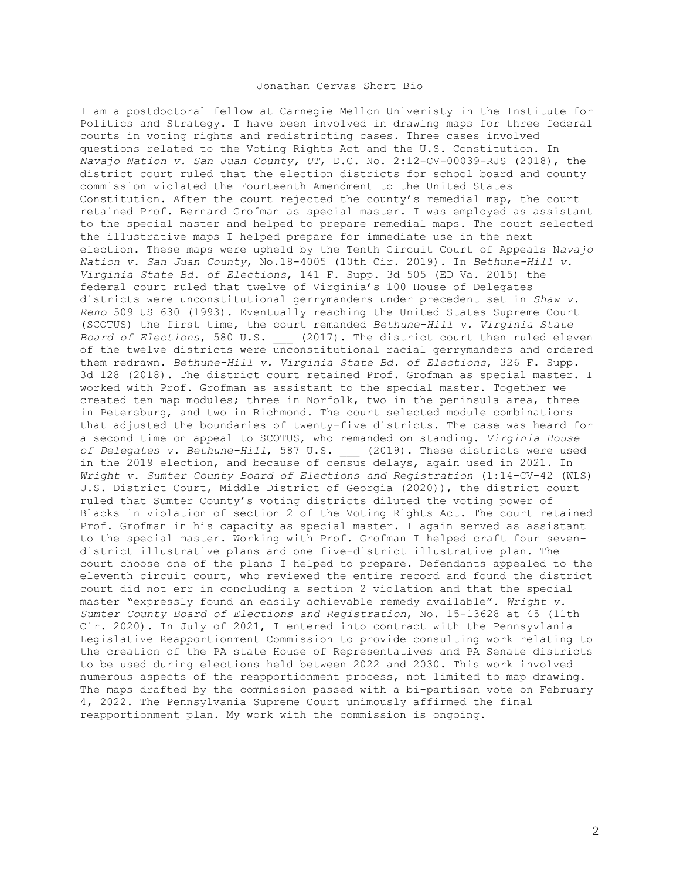Jonathan Cervas Short Bio

I am a postdoctoral fellow at Carnegie Mellon Univeristy in the Institute for Politics and Strategy. I have been involved in drawing maps for three federal courts in voting rights and redistricting cases. Three cases involved questions related to the Voting Rights Act and the U.S. Constitution. In *Navajo Nation v. San Juan County, UT*, D.C. No. 2:12-CV-00039-RJS (2018), the district court ruled that the election districts for school board and county commission violated the Fourteenth Amendment to the United States Constitution. After the court rejected the county's remedial map, the court retained Prof. Bernard Grofman as special master. I was employed as assistant to the special master and helped to prepare remedial maps. The court selected the illustrative maps I helped prepare for immediate use in the next election. These maps were upheld by the Tenth Circuit Court of Appeals *Navajo Nation v. San Juan County*, No.18-4005 (10th Cir. 2019). In *Bethune-Hill v. Virginia State Bd. of Elections*, 141 F. Supp. 3d 505 (ED Va. 2015) the federal court ruled that twelve of Virginia's 100 House of Delegates districts were unconstitutional gerrymanders under precedent set in *Shaw v. Reno* 509 US 630 (1993). Eventually reaching the United States Supreme Court (SCOTUS) the first time, the court remanded *Bethune-Hill v. Virginia State Board of Elections*, 580 U.S. ___ (2017). The district court then ruled eleven of the twelve districts were unconstitutional racial gerrymanders and ordered them redrawn. *Bethune-Hill v. Virginia State Bd. of Elections*, 326 F. Supp. 3d 128 (2018). The district court retained Prof. Grofman as special master. I worked with Prof. Grofman as assistant to the special master. Together we created ten map modules; three in Norfolk, two in the peninsula area, three in Petersburg, and two in Richmond. The court selected module combinations that adjusted the boundaries of twenty-five districts. The case was heard for a second time on appeal to SCOTUS, who remanded on standing. *Virginia House of Delegates v. Bethune-Hill*, 587 U.S. ___ (2019). These districts were used in the 2019 election, and because of census delays, again used in 2021. In *Wright v. Sumter County Board of Elections and Registration* (1:14-CV-42 (WLS) U.S. District Court, Middle District of Georgia (2020)), the district court ruled that Sumter County's voting districts diluted the voting power of Blacks in violation of section 2 of the Voting Rights Act. The court retained Prof. Grofman in his capacity as special master. I again served as assistant to the special master. Working with Prof. Grofman I helped craft four seven-district illustrative plans and one five-district illustrative plan. The court choose one of the plans I helped to prepare. Defendants appealed to the eleventh circuit court, who reviewed the entire record and found the district court did not err in concluding a section 2 violation and that the special master "expressly found an easily achievable remedy available". *Wright v. Sumter County Board of Elections and Registration*, No. 15-13628 at 45 (11th Cir. 2020). In July of 2021, I entered into contract with the Pennsylvania Legislative Reapportionment Commission to provide consulting work relating to the creation of the PA state House of Representatives and PA Senate districts to be used during elections held between 2022 and 2030. This work involved numerous aspects of the reapportionment process, not limited to map drawing. The maps drafted by the commission passed with a bi-partisan vote on February 4, 2022. The Pennsylvania Supreme Court unimously affirmed the final reapportionment plan. My work with the commission is ongoing.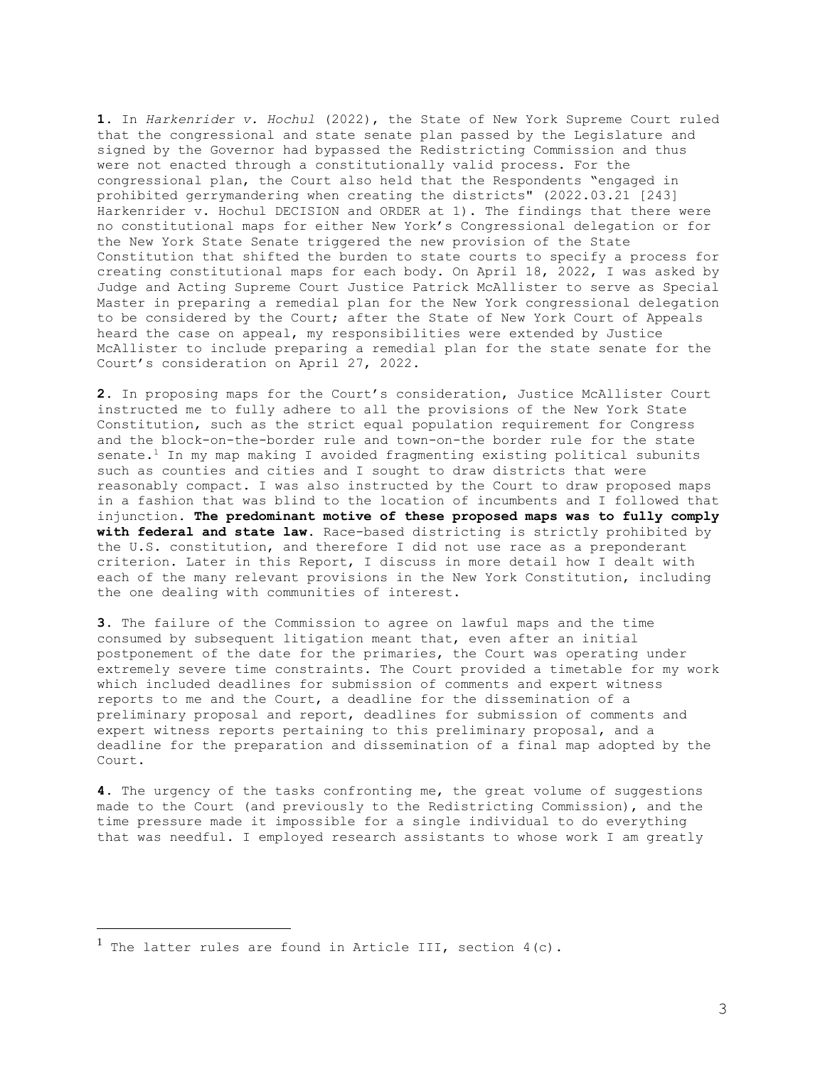**1.** In *Harkenrider v. Hochul* (2022), the State of New York Supreme Court ruled that the congressional and state senate plan passed by the Legislature and signed by the Governor had bypassed the Redistricting Commission and thus were not enacted through a constitutionally valid process. For the congressional plan, the Court also held that the Respondents "engaged in prohibited gerrymandering when creating the districts" (2022.03.21 [243] Harkenrider v. Hochul DECISION and ORDER at 1). The findings that there were no constitutional maps for either New York's Congressional delegation or for the New York State Senate triggered the new provision of the State Constitution that shifted the burden to state courts to specify a process for creating constitutional maps for each body. On April 18, 2022, I was asked by Judge and Acting Supreme Court Justice Patrick McAllister to serve as Special Master in preparing a remedial plan for the New York congressional delegation to be considered by the Court; after the State of New York Court of Appeals heard the case on appeal, my responsibilities were extended by Justice McAllister to include preparing a remedial plan for the state senate for the Court's consideration on April 27, 2022.

**2.** In proposing maps for the Court's consideration, Justice McAllister Court instructed me to fully adhere to all the provisions of the New York State Constitution, such as the strict equal population requirement for Congress and the block-on-the-border rule and town-on-the border rule for the state senate.[1] In my map making I avoided fragmenting existing political subunits such as counties and cities and I sought to draw districts that were reasonably compact. I was also instructed by the Court to draw proposed maps in a fashion that was blind to the location of incumbents and I followed that injunction. **The predominant motive of these proposed maps was to fully comply with federal and state law.** Race-based districting is strictly prohibited by the U.S. constitution, and therefore I did not use race as a preponderant criterion. Later in this Report, I discuss in more detail how I dealt with each of the many relevant provisions in the New York Constitution, including the one dealing with communities of interest.

**3.** The failure of the Commission to agree on lawful maps and the time consumed by subsequent litigation meant that, even after an initial postponement of the date for the primaries, the Court was operating under extremely severe time constraints. The Court provided a timetable for my work which included deadlines for submission of comments and expert witness reports to me and the Court, a deadline for the dissemination of a preliminary proposal and report, deadlines for submission of comments and expert witness reports pertaining to this preliminary proposal, and a deadline for the preparation and dissemination of a final map adopted by the Court.

**4.** The urgency of the tasks confronting me, the great volume of suggestions made to the Court (and previously to the Redistricting Commission), and the time pressure made it impossible for a single individual to do everything that was needful. I employed research assistants to whose work I am greatly

[1] The latter rules are found in Article III, section 4(c).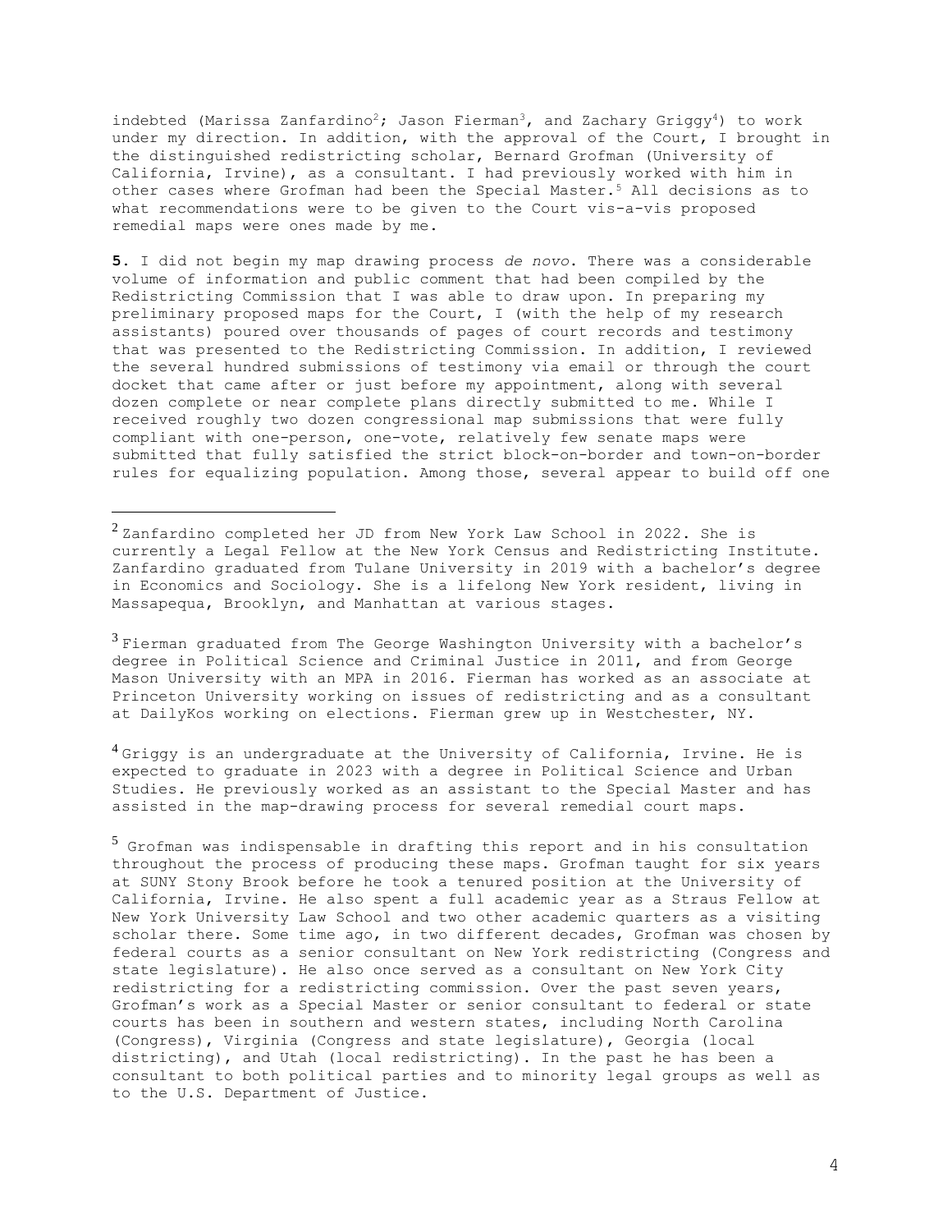indebted (Marissa Zanfardino[2]; Jason Fierman[3], and Zachary Griggy[4]) to work under my direction. In addition, with the approval of the Court, I brought in the distinguished redistricting scholar, Bernard Grofman (University of California, Irvine), as a consultant. I had previously worked with him in other cases where Grofman had been the Special Master.[5] All decisions as to what recommendations were to be given to the Court vis-a-vis proposed remedial maps were ones made by me.

**5.** I did not begin my map drawing process *de novo*. There was a considerable volume of information and public comment that had been compiled by the Redistricting Commission that I was able to draw upon. In preparing my preliminary proposed maps for the Court, I (with the help of my research assistants) poured over thousands of pages of court records and testimony that was presented to the Redistricting Commission. In addition, I reviewed the several hundred submissions of testimony via email or through the court docket that came after or just before my appointment, along with several dozen complete or near complete plans directly submitted to me. While I received roughly two dozen congressional map submissions that were fully compliant with one-person, one-vote, relatively few senate maps were submitted that fully satisfied the strict block-on-border and town-on-border rules for equalizing population. Among those, several appear to build off one

---

[2] Zanfardino completed her JD from New York Law School in 2022. She is currently a Legal Fellow at the New York Census and Redistricting Institute. Zanfardino graduated from Tulane University in 2019 with a bachelor's degree in Economics and Sociology. She is a lifelong New York resident, living in Massapequa, Brooklyn, and Manhattan at various stages.

[3] Fierman graduated from The George Washington University with a bachelor's degree in Political Science and Criminal Justice in 2011, and from George Mason University with an MPA in 2016. Fierman has worked as an associate at Princeton University working on issues of redistricting and as a consultant at DailyKos working on elections. Fierman grew up in Westchester, NY.

[4] Griggy is an undergraduate at the University of California, Irvine. He is expected to graduate in 2023 with a degree in Political Science and Urban Studies. He previously worked as an assistant to the Special Master and has assisted in the map-drawing process for several remedial court maps.

[5] Grofman was indispensable in drafting this report and in his consultation throughout the process of producing these maps. Grofman taught for six years at SUNY Stony Brook before he took a tenured position at the University of California, Irvine. He also spent a full academic year as a Straus Fellow at New York University Law School and two other academic quarters as a visiting scholar there. Some time ago, in two different decades, Grofman was chosen by federal courts as a senior consultant on New York redistricting (Congress and state legislature). He also once served as a consultant on New York City redistricting for a redistricting commission. Over the past seven years, Grofman's work as a Special Master or senior consultant to federal or state courts has been in southern and western states, including North Carolina (Congress), Virginia (Congress and state legislature), Georgia (local districting), and Utah (local redistricting). In the past he has been a consultant to both political parties and to minority legal groups as well as to the U.S. Department of Justice.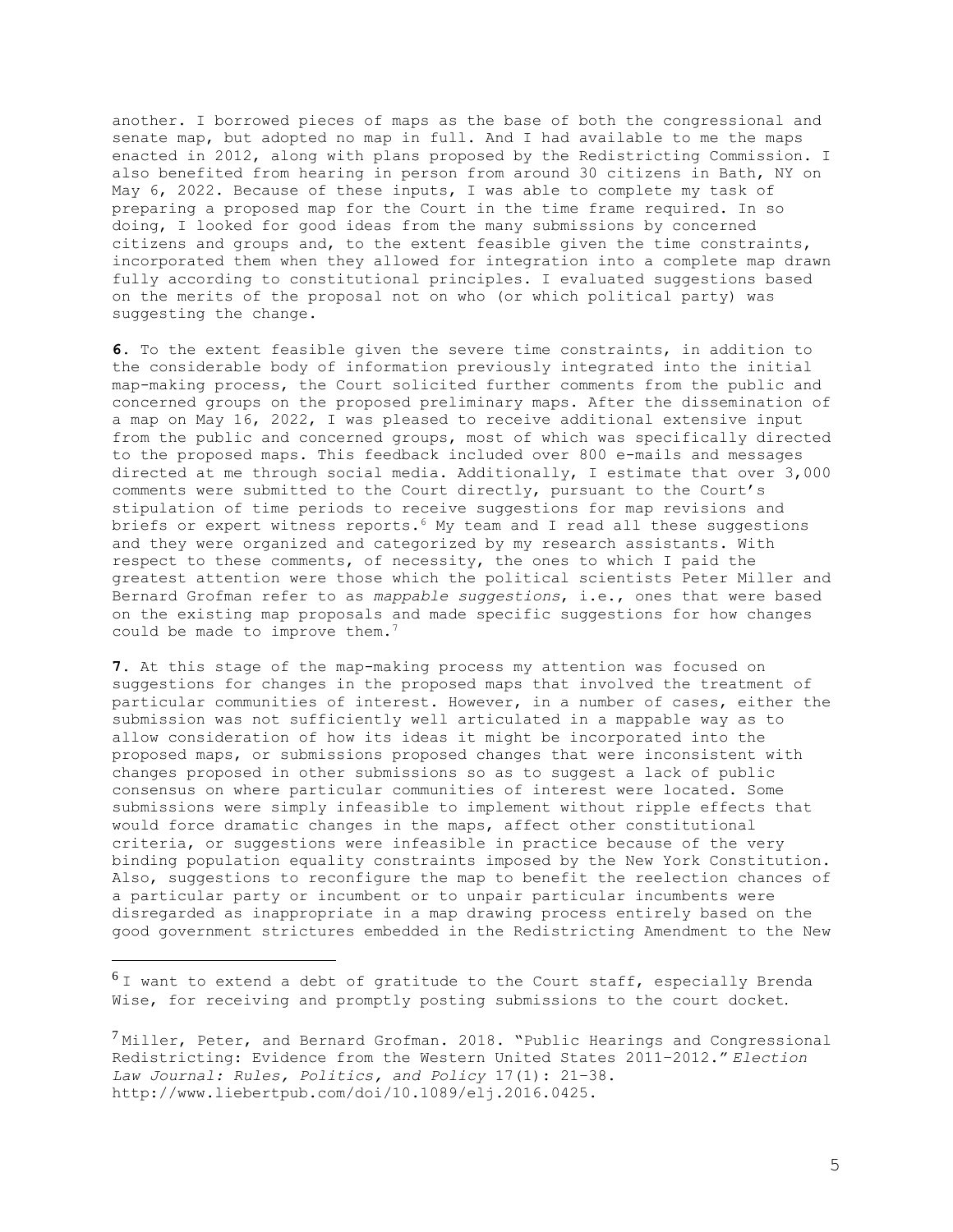another. I borrowed pieces of maps as the base of both the congressional and senate map, but adopted no map in full. And I had available to me the maps enacted in 2012, along with plans proposed by the Redistricting Commission. I also benefited from hearing in person from around 30 citizens in Bath, NY on May 6, 2022. Because of these inputs, I was able to complete my task of preparing a proposed map for the Court in the time frame required. In so doing, I looked for good ideas from the many submissions by concerned citizens and groups and, to the extent feasible given the time constraints, incorporated them when they allowed for integration into a complete map drawn fully according to constitutional principles. I evaluated suggestions based on the merits of the proposal not on who (or which political party) was suggesting the change.

**6.** To the extent feasible given the severe time constraints, in addition to the considerable body of information previously integrated into the initial map-making process, the Court solicited further comments from the public and concerned groups on the proposed preliminary maps. After the dissemination of a map on May 16, 2022, I was pleased to receive additional extensive input from the public and concerned groups, most of which was specifically directed to the proposed maps. This feedback included over 800 e-mails and messages directed at me through social media. Additionally, I estimate that over 3,000 comments were submitted to the Court directly, pursuant to the Court's stipulation of time periods to receive suggestions for map revisions and briefs or expert witness reports.[6] My team and I read all these suggestions and they were organized and categorized by my research assistants. With respect to these comments, of necessity, the ones to which I paid the greatest attention were those which the political scientists Peter Miller and Bernard Grofman refer to as *mappable suggestions*, i.e., ones that were based on the existing map proposals and made specific suggestions for how changes could be made to improve them.[7]

**7.** At this stage of the map-making process my attention was focused on suggestions for changes in the proposed maps that involved the treatment of particular communities of interest. However, in a number of cases, either the submission was not sufficiently well articulated in a mappable way as to allow consideration of how its ideas it might be incorporated into the proposed maps, or submissions proposed changes that were inconsistent with changes proposed in other submissions so as to suggest a lack of public consensus on where particular communities of interest were located. Some submissions were simply infeasible to implement without ripple effects that would force dramatic changes in the maps, affect other constitutional criteria, or suggestions were infeasible in practice because of the very binding population equality constraints imposed by the New York Constitution. Also, suggestions to reconfigure the map to benefit the reelection chances of a particular party or incumbent or to unpair particular incumbents were disregarded as inappropriate in a map drawing process entirely based on the good government strictures embedded in the Redistricting Amendment to the New

---

[6] I want to extend a debt of gratitude to the Court staff, especially Brenda Wise, for receiving and promptly posting submissions to the court docket.

[7] Miller, Peter, and Bernard Grofman. 2018. "Public Hearings and Congressional Redistricting: Evidence from the Western United States 2011–2012." *Election Law Journal: Rules, Politics, and Policy* 17(1): 21–38. http://www.liebertpub.com/doi/10.1089/elj.2016.0425.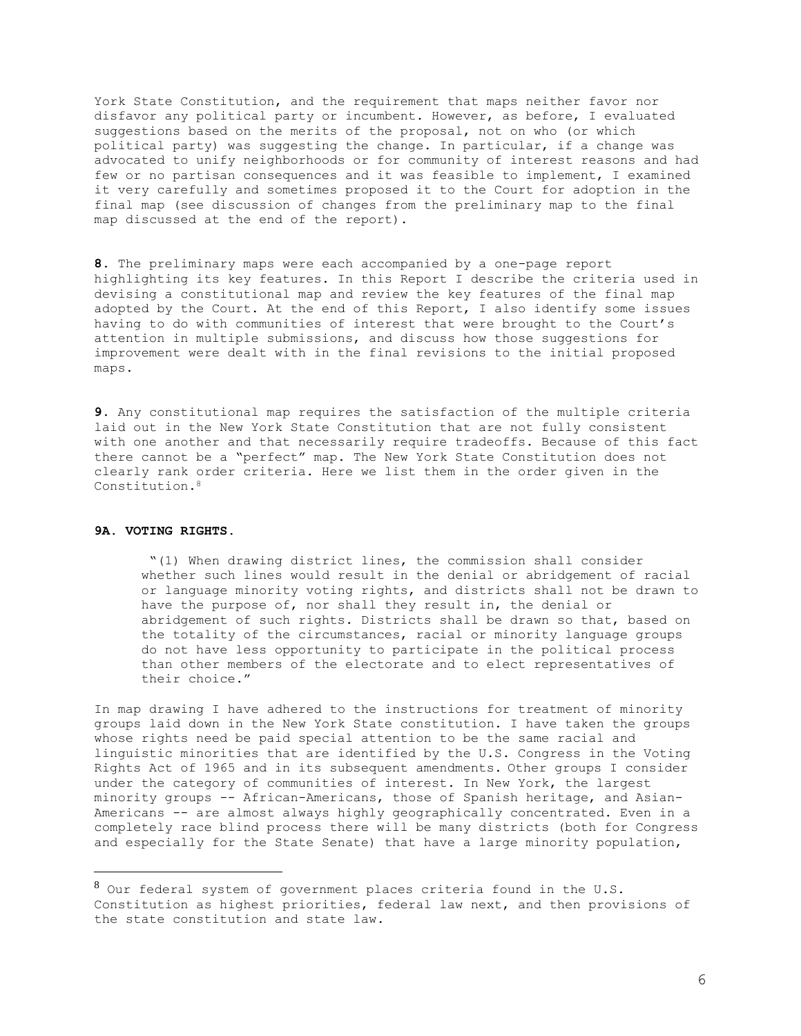York State Constitution, and the requirement that maps neither favor nor disfavor any political party or incumbent. However, as before, I evaluated suggestions based on the merits of the proposal, not on who (or which political party) was suggesting the change. In particular, if a change was advocated to unify neighborhoods or for community of interest reasons and had few or no partisan consequences and it was feasible to implement, I examined it very carefully and sometimes proposed it to the Court for adoption in the final map (see discussion of changes from the preliminary map to the final map discussed at the end of the report).

**8.** The preliminary maps were each accompanied by a one-page report highlighting its key features. In this Report I describe the criteria used in devising a constitutional map and review the key features of the final map adopted by the Court. At the end of this Report, I also identify some issues having to do with communities of interest that were brought to the Court's attention in multiple submissions, and discuss how those suggestions for improvement were dealt with in the final revisions to the initial proposed maps.

**9.** Any constitutional map requires the satisfaction of the multiple criteria laid out in the New York State Constitution that are not fully consistent with one another and that necessarily require tradeoffs. Because of this fact there cannot be a "perfect" map. The New York State Constitution does not clearly rank order criteria. Here we list them in the order given in the Constitution.[8]

**9A. VOTING RIGHTS.**

> "(1) When drawing district lines, the commission shall consider whether such lines would result in the denial or abridgement of racial or language minority voting rights, and districts shall not be drawn to have the purpose of, nor shall they result in, the denial or abridgement of such rights. Districts shall be drawn so that, based on the totality of the circumstances, racial or minority language groups do not have less opportunity to participate in the political process than other members of the electorate and to elect representatives of their choice."

In map drawing I have adhered to the instructions for treatment of minority groups laid down in the New York State constitution. I have taken the groups whose rights need be paid special attention to be the same racial and linguistic minorities that are identified by the U.S. Congress in the Voting Rights Act of 1965 and in its subsequent amendments. Other groups I consider under the category of communities of interest. In New York, the largest minority groups -- African-Americans, those of Spanish heritage, and Asian-Americans -- are almost always highly geographically concentrated. Even in a completely race blind process there will be many districts (both for Congress and especially for the State Senate) that have a large minority population,

---

[8] Our federal system of government places criteria found in the U.S. Constitution as highest priorities, federal law next, and then provisions of the state constitution and state law.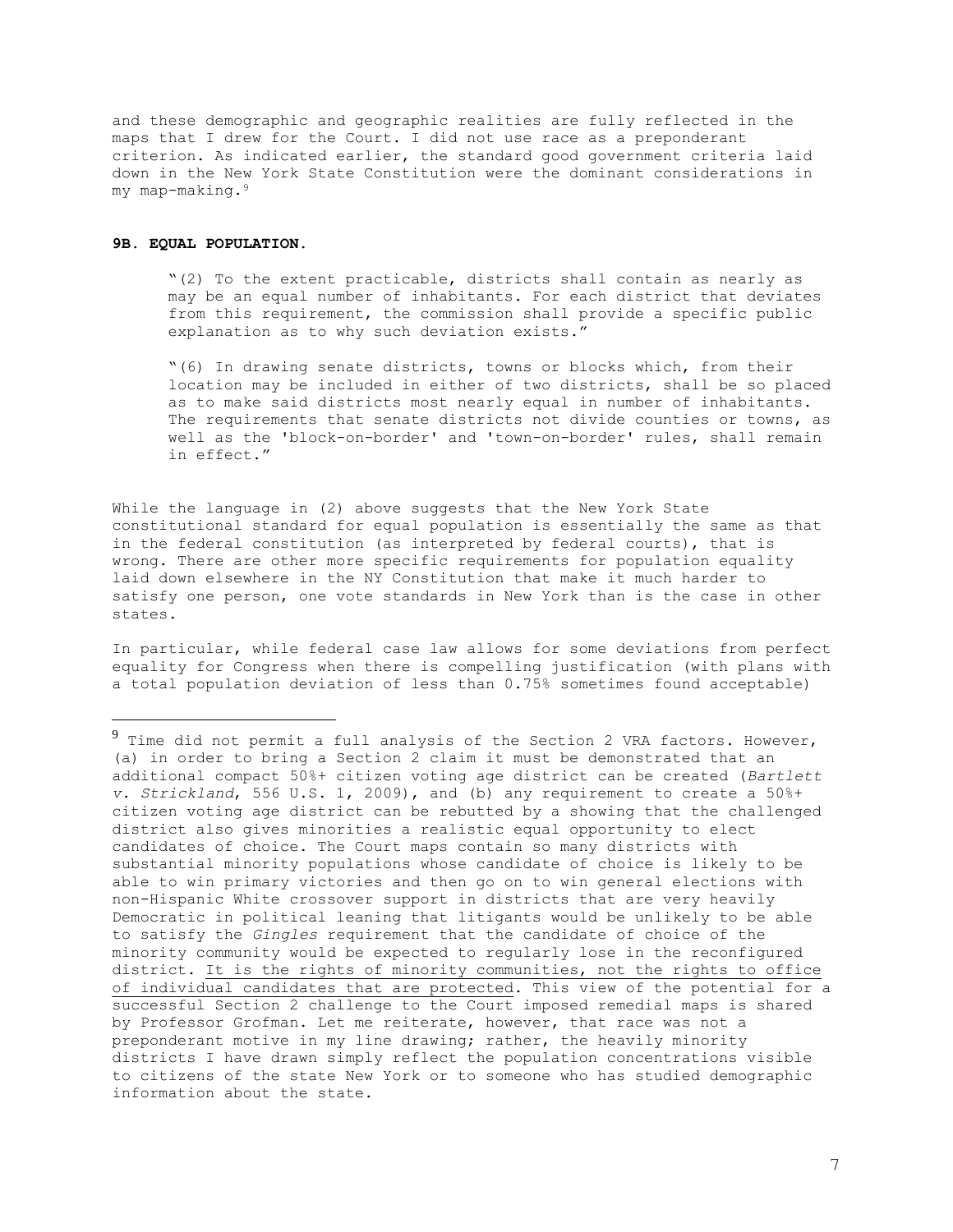and these demographic and geographic realities are fully reflected in the maps that I drew for the Court. I did not use race as a preponderant criterion. As indicated earlier, the standard good government criteria laid down in the New York State Constitution were the dominant considerations in my map-making.[9]

### 9B. EQUAL POPULATION.

> "(2) To the extent practicable, districts shall contain as nearly as may be an equal number of inhabitants. For each district that deviates from this requirement, the commission shall provide a specific public explanation as to why such deviation exists."
>
> "(6) In drawing senate districts, towns or blocks which, from their location may be included in either of two districts, shall be so placed as to make said districts most nearly equal in number of inhabitants. The requirements that senate districts not divide counties or towns, as well as the 'block-on-border' and 'town-on-border' rules, shall remain in effect."

While the language in (2) above suggests that the New York State constitutional standard for equal population is essentially the same as that in the federal constitution (as interpreted by federal courts), that is wrong. There are other more specific requirements for population equality laid down elsewhere in the NY Constitution that make it much harder to satisfy one person, one vote standards in New York than is the case in other states.

In particular, while federal case law allows for some deviations from perfect equality for Congress when there is compelling justification (with plans with a total population deviation of less than 0.75% sometimes found acceptable)

---

[9] Time did not permit a full analysis of the Section 2 VRA factors. However, (a) in order to bring a Section 2 claim it must be demonstrated that an additional compact 50%+ citizen voting age district can be created (*Bartlett v. Strickland*, 556 U.S. 1, 2009), and (b) any requirement to create a 50%+ citizen voting age district can be rebutted by a showing that the challenged district also gives minorities a realistic equal opportunity to elect candidates of choice. The Court maps contain so many districts with substantial minority populations whose candidate of choice is likely to be able to win primary victories and then go on to win general elections with non-Hispanic White crossover support in districts that are very heavily Democratic in political leaning that litigants would be unlikely to be able to satisfy the *Gingles* requirement that the candidate of choice of the minority community would be expected to regularly lose in the reconfigured district. <u>It is the rights of minority communities, not the rights to office of individual candidates that are protected</u>. This view of the potential for a successful Section 2 challenge to the Court imposed remedial maps is shared by Professor Grofman. Let me reiterate, however, that race was not a preponderant motive in my line drawing; rather, the heavily minority districts I have drawn simply reflect the population concentrations visible to citizens of the state New York or to someone who has studied demographic information about the state.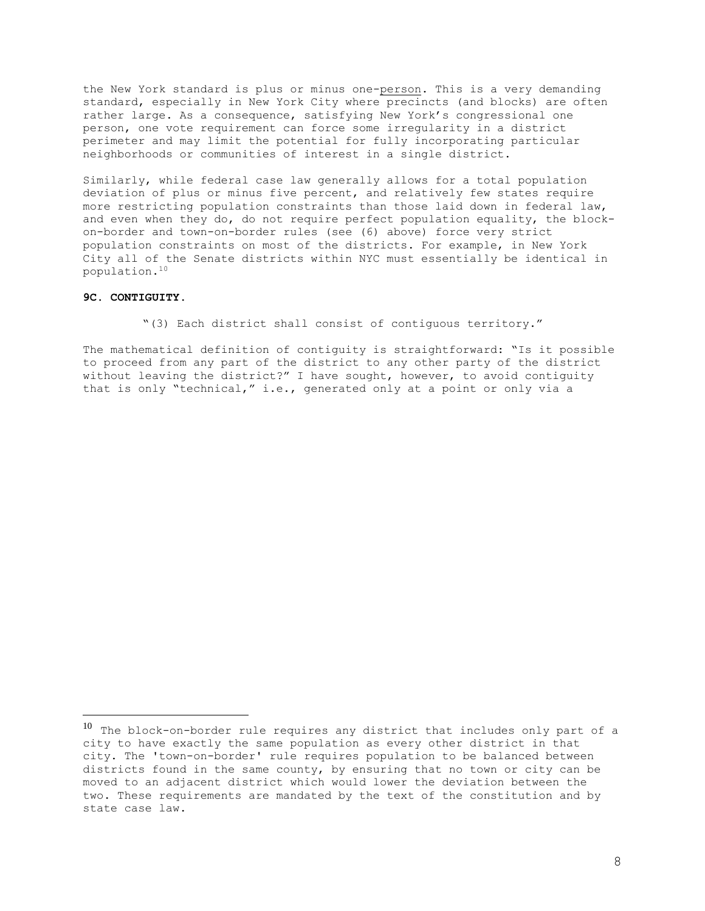the New York standard is plus or minus one-person. This is a very demanding standard, especially in New York City where precincts (and blocks) are often rather large. As a consequence, satisfying New York's congressional one person, one vote requirement can force some irregularity in a district perimeter and may limit the potential for fully incorporating particular neighborhoods or communities of interest in a single district.

Similarly, while federal case law generally allows for a total population deviation of plus or minus five percent, and relatively few states require more restricting population constraints than those laid down in federal law, and even when they do, do not require perfect population equality, the block-on-border and town-on-border rules (see (6) above) force very strict population constraints on most of the districts. For example, in New York City all of the Senate districts within NYC must essentially be identical in population.[10]

**9C. CONTIGUITY.**

"(3) Each district shall consist of contiguous territory."

The mathematical definition of contiguity is straightforward: "Is it possible to proceed from any part of the district to any other party of the district without leaving the district?" I have sought, however, to avoid contiguity that is only "technical," i.e., generated only at a point or only via a

---

[10] The block-on-border rule requires any district that includes only part of a city to have exactly the same population as every other district in that city. The 'town-on-border' rule requires population to be balanced between districts found in the same county, by ensuring that no town or city can be moved to an adjacent district which would lower the deviation between the two. These requirements are mandated by the text of the constitution and by state case law.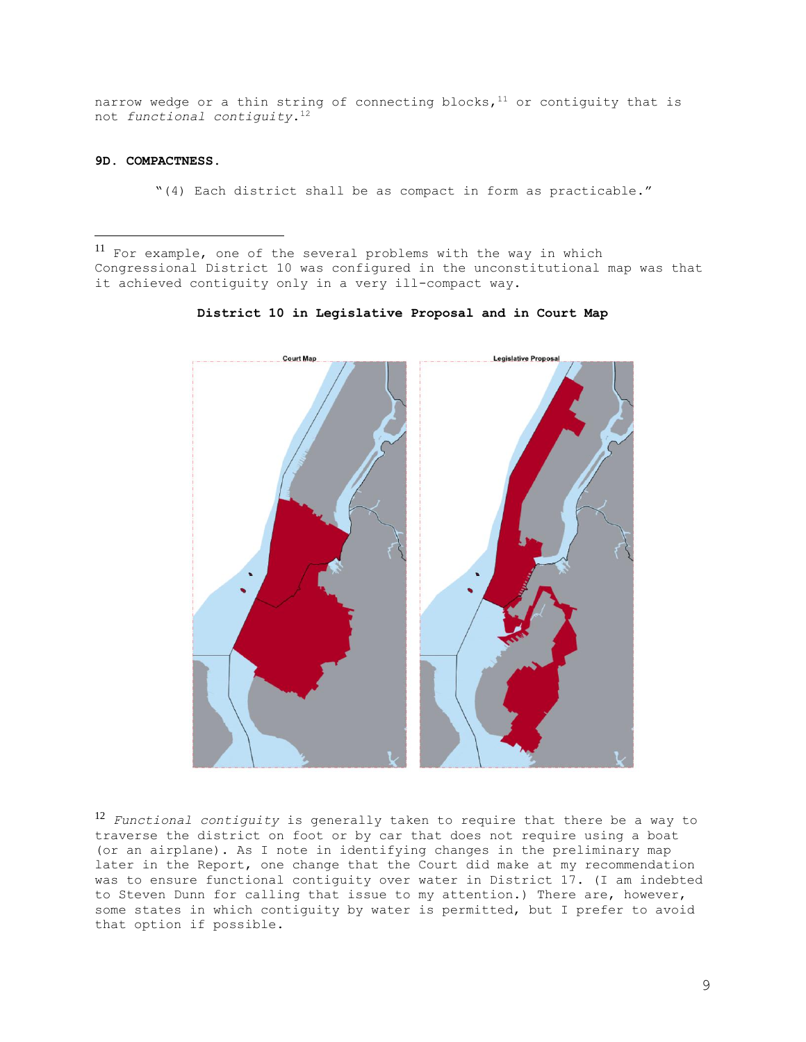narrow wedge or a thin string of connecting blocks,[11] or contiguity that is not *functional contiguity*.[12]

**9D. COMPACTNESS.**

"(4) Each district shall be as compact in form as practicable."

---

[11] For example, one of the several problems with the way in which Congressional District 10 was configured in the unconstitutional map was that it achieved contiguity only in a very ill-compact way.

**District 10 in Legislative Proposal and in Court Map**

[12] *Functional contiguity* is generally taken to require that there be a way to traverse the district on foot or by car that does not require using a boat (or an airplane). As I note in identifying changes in the preliminary map later in the Report, one change that the Court did make at my recommendation was to ensure functional contiguity over water in District 17. (I am indebted to Steven Dunn for calling that issue to my attention.) There are, however, some states in which contiguity by water is permitted, but I prefer to avoid that option if possible.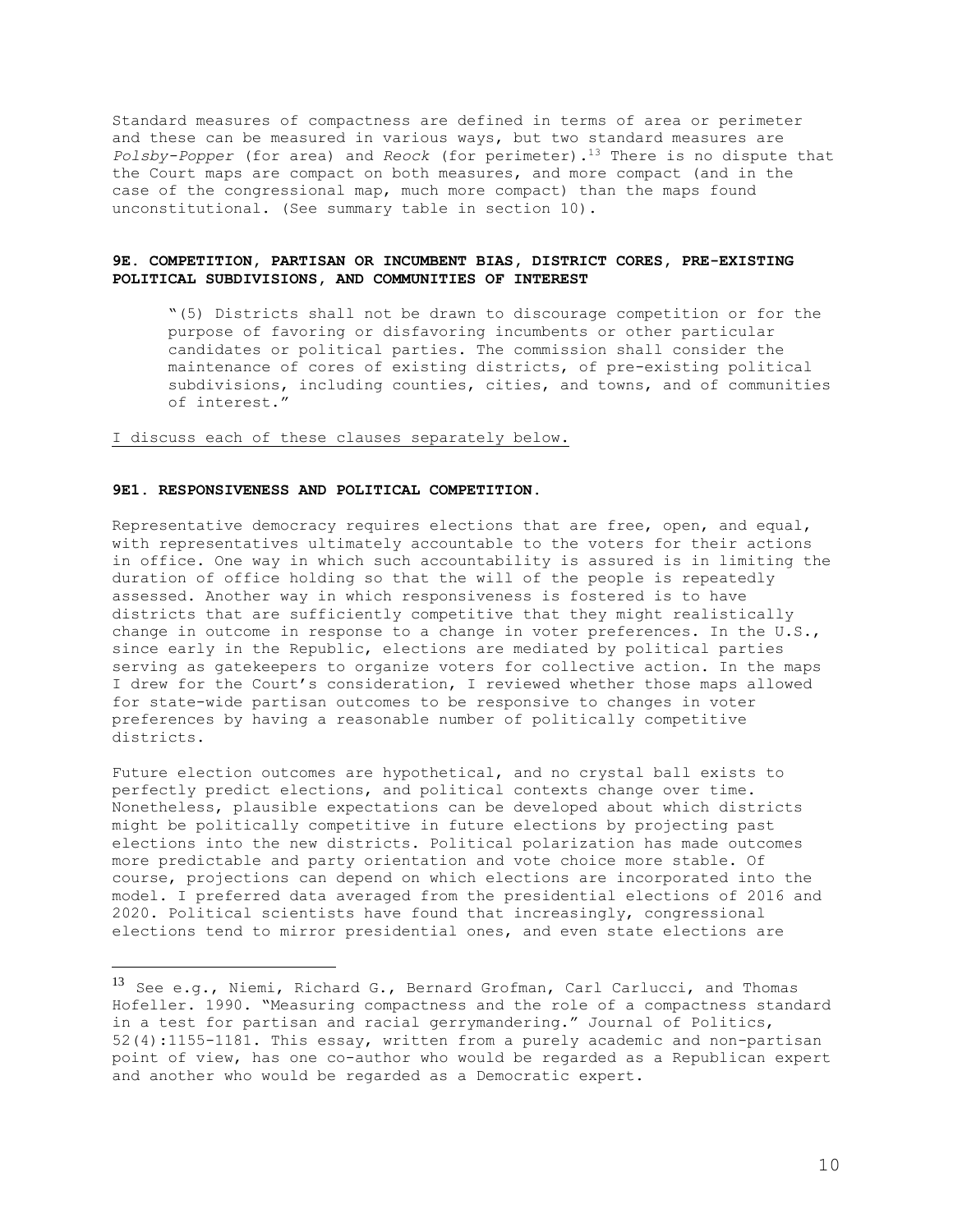Standard measures of compactness are defined in terms of area or perimeter and these can be measured in various ways, but two standard measures are *Polsby-Popper* (for area) and *Reock* (for perimeter).[13] There is no dispute that the Court maps are compact on both measures, and more compact (and in the case of the congressional map, much more compact) than the maps found unconstitutional. (See summary table in section 10).

### 9E. COMPETITION, PARTISAN OR INCUMBENT BIAS, DISTRICT CORES, PRE-EXISTING POLITICAL SUBDIVISIONS, AND COMMUNITIES OF INTEREST

> "(5) Districts shall not be drawn to discourage competition or for the purpose of favoring or disfavoring incumbents or other particular candidates or political parties. The commission shall consider the maintenance of cores of existing districts, of pre-existing political subdivisions, including counties, cities, and towns, and of communities of interest."

<u>I discuss each of these clauses separately below.</u>

### 9E1. RESPONSIVENESS AND POLITICAL COMPETITION.

Representative democracy requires elections that are free, open, and equal, with representatives ultimately accountable to the voters for their actions in office. One way in which such accountability is assured is in limiting the duration of office holding so that the will of the people is repeatedly assessed. Another way in which responsiveness is fostered is to have districts that are sufficiently competitive that they might realistically change in outcome in response to a change in voter preferences. In the U.S., since early in the Republic, elections are mediated by political parties serving as gatekeepers to organize voters for collective action. In the maps I drew for the Court's consideration, I reviewed whether those maps allowed for state-wide partisan outcomes to be responsive to changes in voter preferences by having a reasonable number of politically competitive districts.

Future election outcomes are hypothetical, and no crystal ball exists to perfectly predict elections, and political contexts change over time. Nonetheless, plausible expectations can be developed about which districts might be politically competitive in future elections by projecting past elections into the new districts. Political polarization has made outcomes more predictable and party orientation and vote choice more stable. Of course, projections can depend on which elections are incorporated into the model. I preferred data averaged from the presidential elections of 2016 and 2020. Political scientists have found that increasingly, congressional elections tend to mirror presidential ones, and even state elections are

[13] See e.g., Niemi, Richard G., Bernard Grofman, Carl Carlucci, and Thomas Hofeller. 1990. "Measuring compactness and the role of a compactness standard in a test for partisan and racial gerrymandering." Journal of Politics, 52(4):1155-1181. This essay, written from a purely academic and non-partisan point of view, has one co-author who would be regarded as a Republican expert and another who would be regarded as a Democratic expert.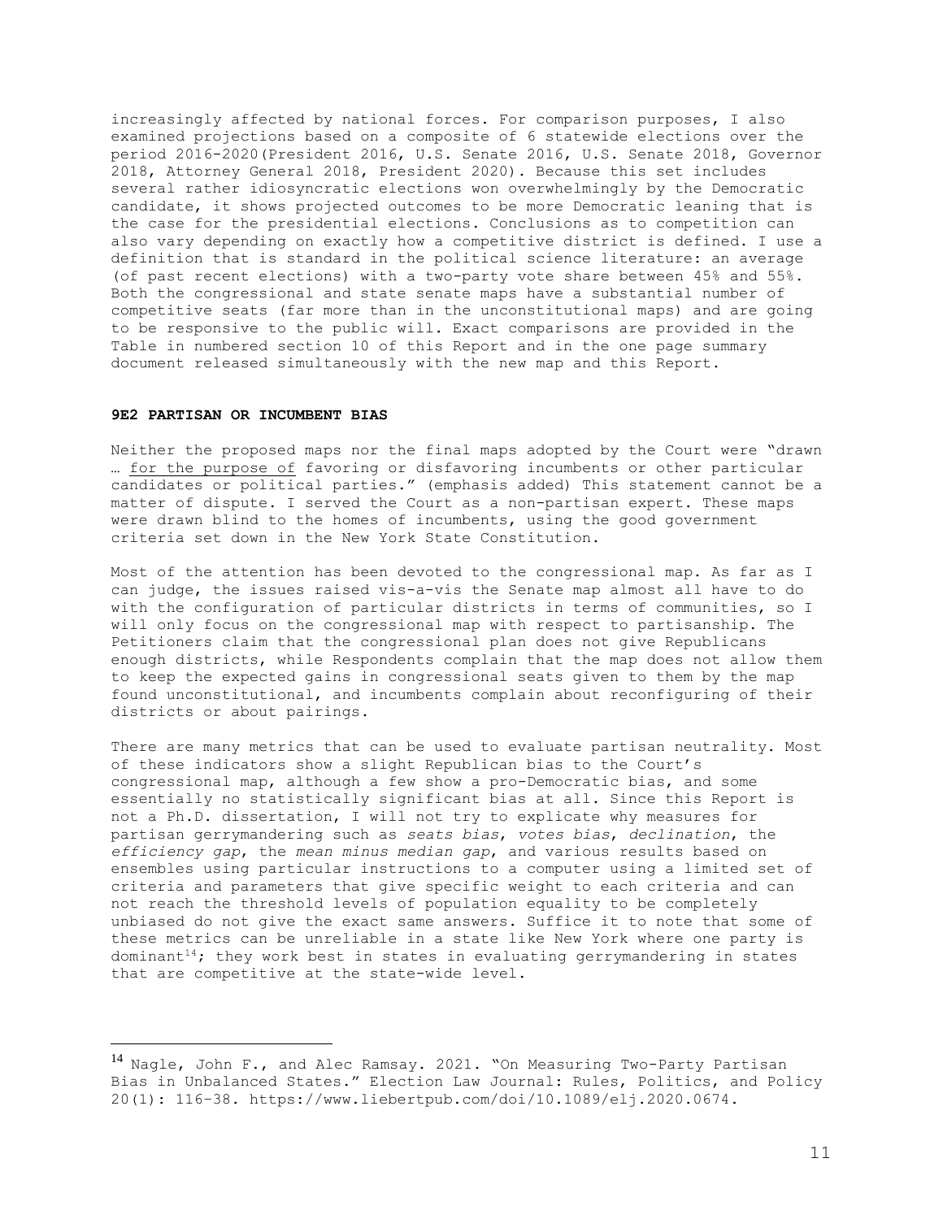increasingly affected by national forces. For comparison purposes, I also examined projections based on a composite of 6 statewide elections over the period 2016-2020(President 2016, U.S. Senate 2016, U.S. Senate 2018, Governor 2018, Attorney General 2018, President 2020). Because this set includes several rather idiosyncratic elections won overwhelmingly by the Democratic candidate, it shows projected outcomes to be more Democratic leaning that is the case for the presidential elections. Conclusions as to competition can also vary depending on exactly how a competitive district is defined. I use a definition that is standard in the political science literature: an average (of past recent elections) with a two-party vote share between 45% and 55%. Both the congressional and state senate maps have a substantial number of competitive seats (far more than in the unconstitutional maps) and are going to be responsive to the public will. Exact comparisons are provided in the Table in numbered section 10 of this Report and in the one page summary document released simultaneously with the new map and this Report.

#### 9E2 PARTISAN OR INCUMBENT BIAS

Neither the proposed maps nor the final maps adopted by the Court were "drawn … <u>for the purpose of</u> favoring or disfavoring incumbents or other particular candidates or political parties." (emphasis added) This statement cannot be a matter of dispute. I served the Court as a non-partisan expert. These maps were drawn blind to the homes of incumbents, using the good government criteria set down in the New York State Constitution.

Most of the attention has been devoted to the congressional map. As far as I can judge, the issues raised vis-a-vis the Senate map almost all have to do with the configuration of particular districts in terms of communities, so I will only focus on the congressional map with respect to partisanship. The Petitioners claim that the congressional plan does not give Republicans enough districts, while Respondents complain that the map does not allow them to keep the expected gains in congressional seats given to them by the map found unconstitutional, and incumbents complain about reconfiguring of their districts or about pairings.

There are many metrics that can be used to evaluate partisan neutrality. Most of these indicators show a slight Republican bias to the Court's congressional map, although a few show a pro-Democratic bias, and some essentially no statistically significant bias at all. Since this Report is not a Ph.D. dissertation, I will not try to explicate why measures for partisan gerrymandering such as *seats bias*, *votes bias*, *declination*, the *efficiency gap*, the *mean minus median gap*, and various results based on ensembles using particular instructions to a computer using a limited set of criteria and parameters that give specific weight to each criteria and can not reach the threshold levels of population equality to be completely unbiased do not give the exact same answers. Suffice it to note that some of these metrics can be unreliable in a state like New York where one party is dominant[14]; they work best in states in evaluating gerrymandering in states that are competitive at the state-wide level.

---

[14] Nagle, John F., and Alec Ramsay. 2021. "On Measuring Two-Party Partisan Bias in Unbalanced States." Election Law Journal: Rules, Politics, and Policy 20(1): 116–38. https://www.liebertpub.com/doi/10.1089/elj.2020.0674.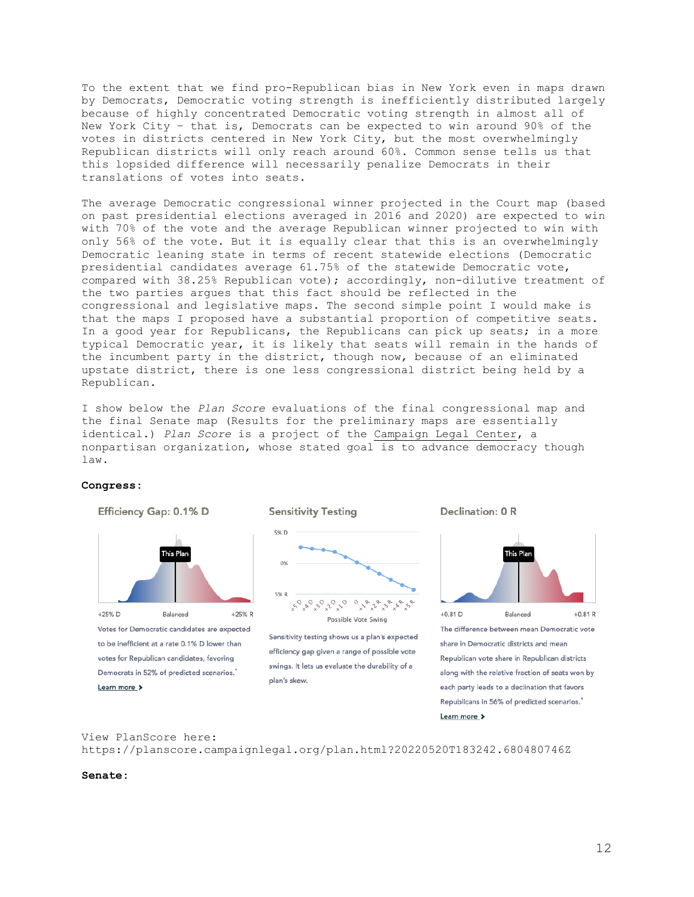To the extent that we find pro-Republican bias in New York even in maps drawn by Democrats, Democratic voting strength is inefficiently distributed largely because of highly concentrated Democratic voting strength in almost all of New York City – that is, Democrats can be expected to win around 90% of the votes in districts centered in New York City, but the most overwhelmingly Republican districts will only reach around 60%. Common sense tells us that this lopsided difference will necessarily penalize Democrats in their translations of votes into seats.

The average Democratic congressional winner projected in the Court map (based on past presidential elections averaged in 2016 and 2020) are expected to win with 70% of the vote and the average Republican winner projected to win with only 56% of the vote. But it is equally clear that this is an overwhelmingly Democratic leaning state in terms of recent statewide elections (Democratic presidential candidates average 61.75% of the statewide Democratic vote, compared with 38.25% Republican vote); accordingly, non-dilutive treatment of the two parties argues that this fact should be reflected in the congressional and legislative maps. The second simple point I would make is that the maps I proposed have a substantial proportion of competitive seats. In a good year for Republicans, the Republicans can pick up seats; in a more typical Democratic year, it is likely that seats will remain in the hands of the incumbent party in the district, though now, because of an eliminated upstate district, there is one less congressional district being held by a Republican.

I show below the *Plan Score* evaluations of the final congressional map and the final Senate map (Results for the preliminary maps are essentially identical.) *Plan Score* is a project of the Campaign Legal Center, a nonpartisan organization, whose stated goal is to advance democracy though law.

**Congress:**

**Efficiency Gap: 0.1% D**

This Plan

+25% D — Balanced — +25% R

Votes for Democratic candidates are expected to be inefficient at a rate 0.1% D lower than votes for Republican candidates, favoring Democrats in 52% of predicted scenarios.*

Learn more >

**Sensitivity Testing**

5% D — 0% — 5% R

+5 D, +4 D, +3 D, +2 D, +1 D, 0, +1 R, +2 R, +3 R, +4 R, +5 R

Possible Vote Swing

Sensitivity testing shows us a plan's expected efficiency gap given a range of possible vote swings. It lets us evaluate the durability of a plan's skew.

**Declination: 0 R**

This Plan

+0.81 D — Balanced — +0.81 R

The difference between mean Democratic vote share in Democratic districts and mean Republican vote share in Republican districts along with the relative fraction of seats won by each party leads to a declination that favors Republicans in 56% of predicted scenarios.*

Learn more >

View PlanScore here:
https://planscore.campaignlegal.org/plan.html?20220520T183242.680480746Z

**Senate:**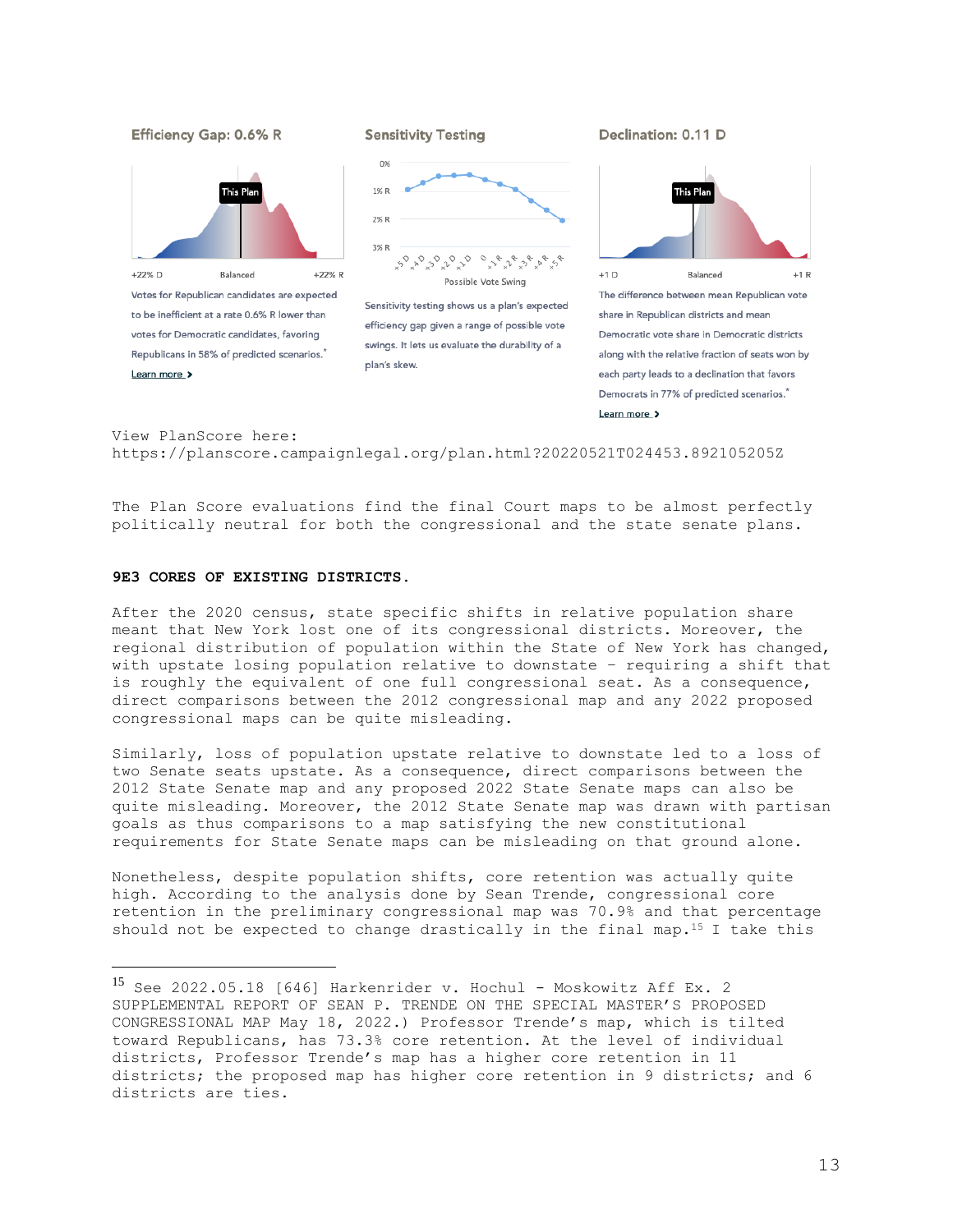**Efficiency Gap: 0.6% R**

+22% D Balanced +22% R

Votes for Republican candidates are expected to be inefficient at a rate 0.6% R lower than votes for Democratic candidates, favoring Republicans in 58% of predicted scenarios.*

Learn more ›

**Sensitivity Testing**

Sensitivity testing shows us a plan's expected efficiency gap given a range of possible vote swings. It lets us evaluate the durability of a plan's skew.

**Declination: 0.11 D**

+1 D Balanced +1 R

The difference between mean Republican vote share in Republican districts and mean Democratic vote share in Democratic districts along with the relative fraction of seats won by each party leads to a declination that favors Democrats in 77% of predicted scenarios.*

Learn more ›

View PlanScore here:
https://planscore.campaignlegal.org/plan.html?20220521T024453.892105205Z

The Plan Score evaluations find the final Court maps to be almost perfectly politically neutral for both the congressional and the state senate plans.

**9E3 CORES OF EXISTING DISTRICTS.**

After the 2020 census, state specific shifts in relative population share meant that New York lost one of its congressional districts. Moreover, the regional distribution of population within the State of New York has changed, with upstate losing population relative to downstate – requiring a shift that is roughly the equivalent of one full congressional seat. As a consequence, direct comparisons between the 2012 congressional map and any 2022 proposed congressional maps can be quite misleading.

Similarly, loss of population upstate relative to downstate led to a loss of two Senate seats upstate. As a consequence, direct comparisons between the 2012 State Senate map and any proposed 2022 State Senate maps can also be quite misleading. Moreover, the 2012 State Senate map was drawn with partisan goals as thus comparisons to a map satisfying the new constitutional requirements for State Senate maps can be misleading on that ground alone.

Nonetheless, despite population shifts, core retention was actually quite high. According to the analysis done by Sean Trende, congressional core retention in the preliminary congressional map was 70.9% and that percentage should not be expected to change drastically in the final map.[15] I take this

[15] See 2022.05.18 [646] Harkenrider v. Hochul - Moskowitz Aff Ex. 2 SUPPLEMENTAL REPORT OF SEAN P. TRENDE ON THE SPECIAL MASTER'S PROPOSED CONGRESSIONAL MAP May 18, 2022.) Professor Trende's map, which is tilted toward Republicans, has 73.3% core retention. At the level of individual districts, Professor Trende's map has a higher core retention in 11 districts; the proposed map has higher core retention in 9 districts; and 6 districts are ties.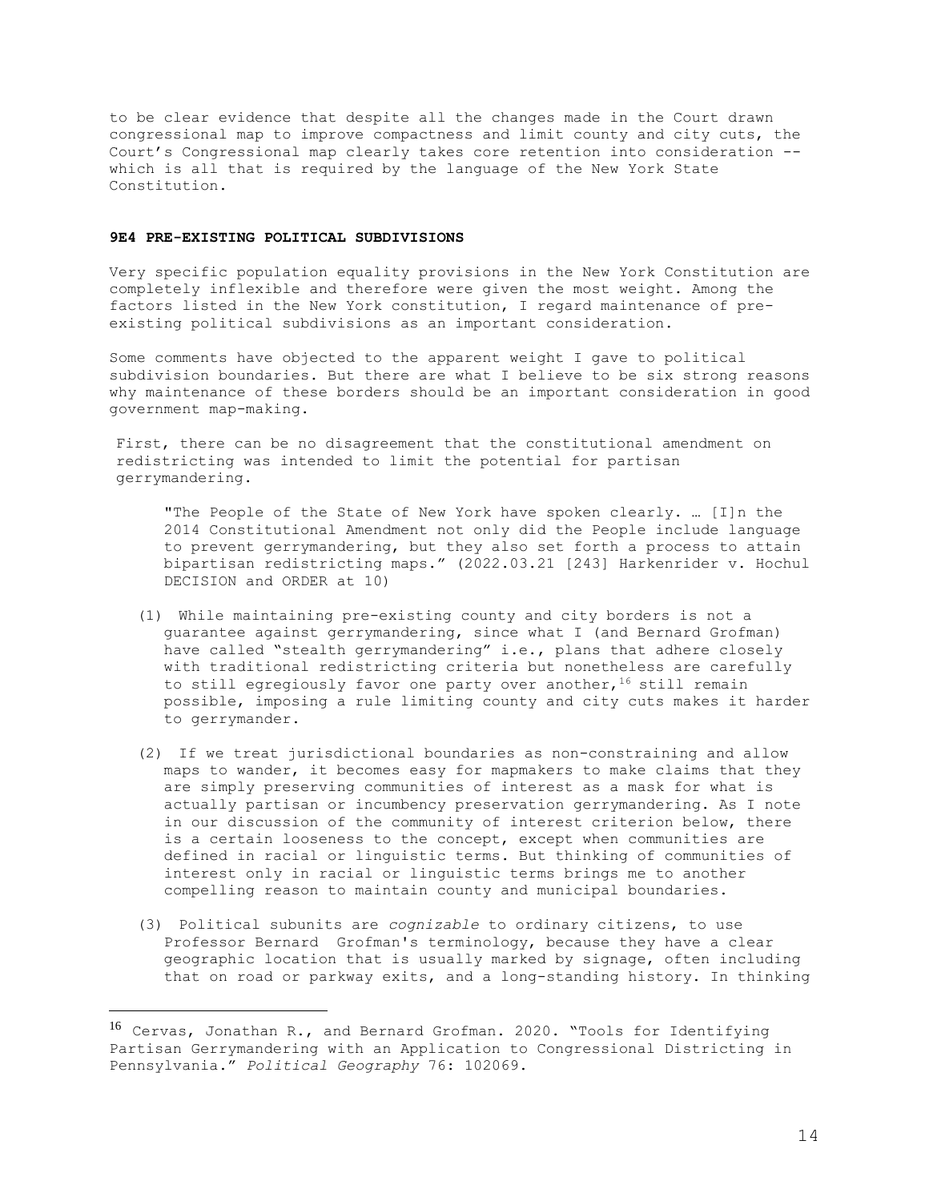to be clear evidence that despite all the changes made in the Court drawn congressional map to improve compactness and limit county and city cuts, the Court's Congressional map clearly takes core retention into consideration -- which is all that is required by the language of the New York State Constitution.

### 9E4 PRE-EXISTING POLITICAL SUBDIVISIONS

Very specific population equality provisions in the New York Constitution are completely inflexible and therefore were given the most weight. Among the factors listed in the New York constitution, I regard maintenance of pre-existing political subdivisions as an important consideration.

Some comments have objected to the apparent weight I gave to political subdivision boundaries. But there are what I believe to be six strong reasons why maintenance of these borders should be an important consideration in good government map-making.

First, there can be no disagreement that the constitutional amendment on redistricting was intended to limit the potential for partisan gerrymandering.

> "The People of the State of New York have spoken clearly. … [I]n the 2014 Constitutional Amendment not only did the People include language to prevent gerrymandering, but they also set forth a process to attain bipartisan redistricting maps." (2022.03.21 [243] Harkenrider v. Hochul DECISION and ORDER at 10)

(1) While maintaining pre-existing county and city borders is not a guarantee against gerrymandering, since what I (and Bernard Grofman) have called "stealth gerrymandering" i.e., plans that adhere closely with traditional redistricting criteria but nonetheless are carefully to still egregiously favor one party over another,[16] still remain possible, imposing a rule limiting county and city cuts makes it harder to gerrymander.

(2) If we treat jurisdictional boundaries as non-constraining and allow maps to wander, it becomes easy for mapmakers to make claims that they are simply preserving communities of interest as a mask for what is actually partisan or incumbency preservation gerrymandering. As I note in our discussion of the community of interest criterion below, there is a certain looseness to the concept, except when communities are defined in racial or linguistic terms. But thinking of communities of interest only in racial or linguistic terms brings me to another compelling reason to maintain county and municipal boundaries.

(3) Political subunits are *cognizable* to ordinary citizens, to use Professor Bernard Grofman's terminology, because they have a clear geographic location that is usually marked by signage, often including that on road or parkway exits, and a long-standing history. In thinking

[16] Cervas, Jonathan R., and Bernard Grofman. 2020. "Tools for Identifying Partisan Gerrymandering with an Application to Congressional Districting in Pennsylvania." *Political Geography* 76: 102069.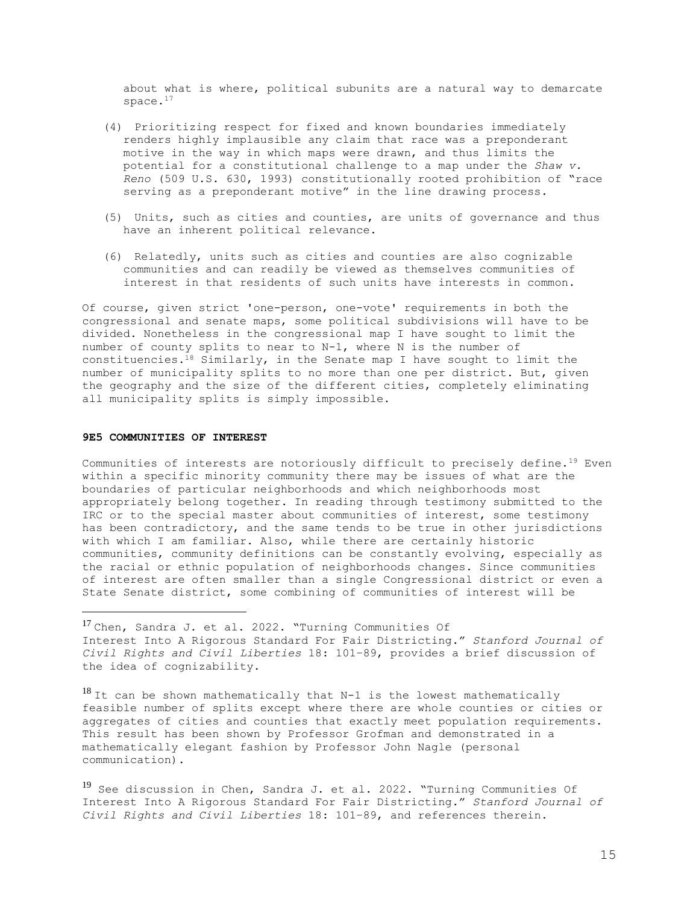about what is where, political subunits are a natural way to demarcate space.[17]

(4) Prioritizing respect for fixed and known boundaries immediately renders highly implausible any claim that race was a preponderant motive in the way in which maps were drawn, and thus limits the potential for a constitutional challenge to a map under the *Shaw v. Reno* (509 U.S. 630, 1993) constitutionally rooted prohibition of "race serving as a preponderant motive" in the line drawing process.

(5) Units, such as cities and counties, are units of governance and thus have an inherent political relevance.

(6) Relatedly, units such as cities and counties are also cognizable communities and can readily be viewed as themselves communities of interest in that residents of such units have interests in common.

Of course, given strict 'one-person, one-vote' requirements in both the congressional and senate maps, some political subdivisions will have to be divided. Nonetheless in the congressional map I have sought to limit the number of county splits to near to N-1, where N is the number of constituencies.[18] Similarly, in the Senate map I have sought to limit the number of municipality splits to no more than one per district. But, given the geography and the size of the different cities, completely eliminating all municipality splits is simply impossible.

**9E5 COMMUNITIES OF INTEREST**

Communities of interests are notoriously difficult to precisely define.[19] Even within a specific minority community there may be issues of what are the boundaries of particular neighborhoods and which neighborhoods most appropriately belong together. In reading through testimony submitted to the IRC or to the special master about communities of interest, some testimony has been contradictory, and the same tends to be true in other jurisdictions with which I am familiar. Also, while there are certainly historic communities, community definitions can be constantly evolving, especially as the racial or ethnic population of neighborhoods changes. Since communities of interest are often smaller than a single Congressional district or even a State Senate district, some combining of communities of interest will be

---

[17] Chen, Sandra J. et al. 2022. "Turning Communities Of Interest Into A Rigorous Standard For Fair Districting." *Stanford Journal of Civil Rights and Civil Liberties* 18: 101–89, provides a brief discussion of the idea of cognizability.

[18] It can be shown mathematically that N-1 is the lowest mathematically feasible number of splits except where there are whole counties or cities or aggregates of cities and counties that exactly meet population requirements. This result has been shown by Professor Grofman and demonstrated in a mathematically elegant fashion by Professor John Nagle (personal communication).

[19] See discussion in Chen, Sandra J. et al. 2022. "Turning Communities Of Interest Into A Rigorous Standard For Fair Districting." *Stanford Journal of Civil Rights and Civil Liberties* 18: 101–89, and references therein.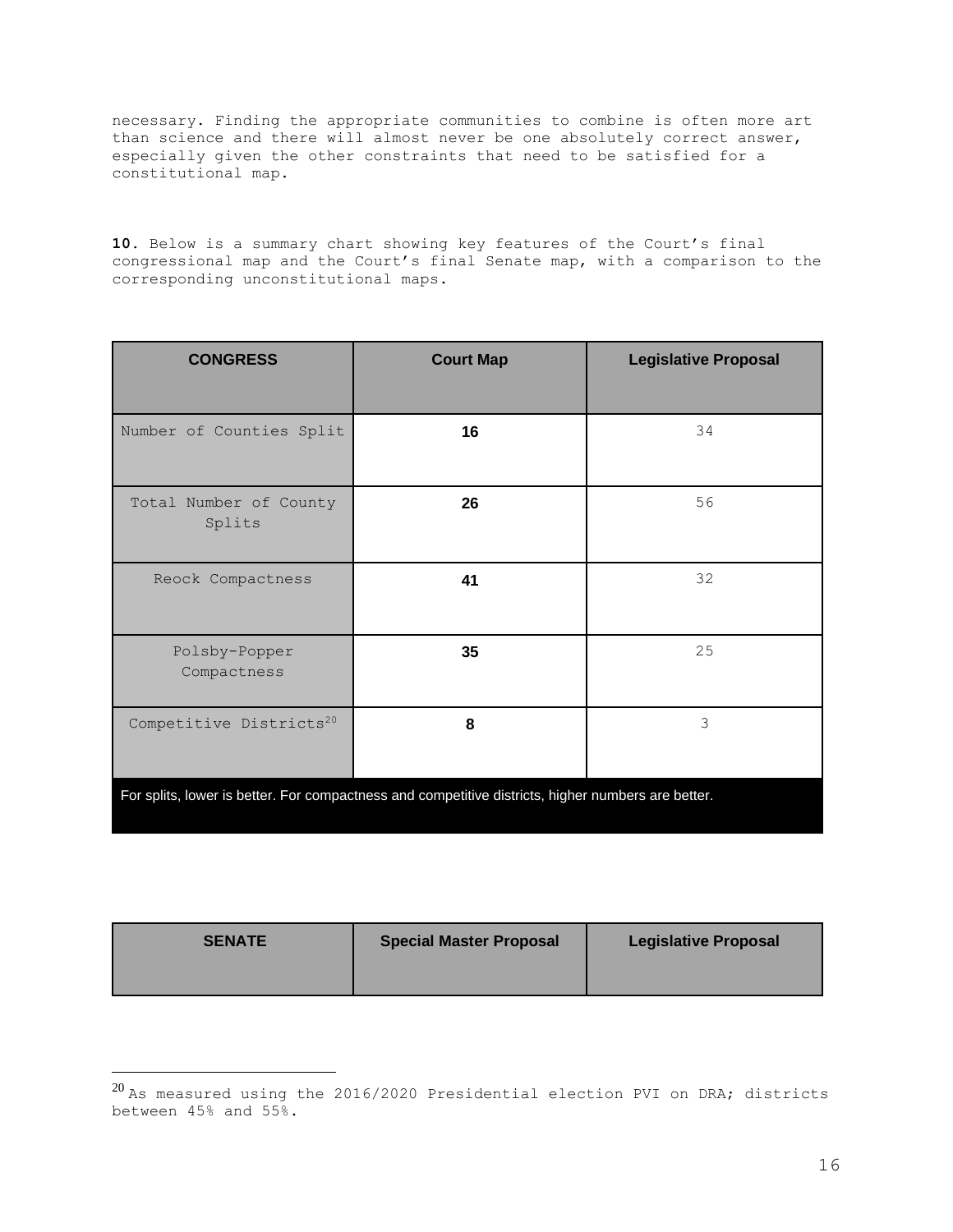necessary. Finding the appropriate communities to combine is often more art than science and there will almost never be one absolutely correct answer, especially given the other constraints that need to be satisfied for a constitutional map.

**10.** Below is a summary chart showing key features of the Court's final congressional map and the Court's final Senate map, with a comparison to the corresponding unconstitutional maps.

| CONGRESS | Court Map | Legislative Proposal |
|---|---|---|
| Number of Counties Split | **16** | 34 |
| Total Number of County Splits | **26** | 56 |
| Reock Compactness | **41** | 32 |
| Polsby-Popper Compactness | **35** | 25 |
| Competitive Districts[20] | **8** | 3 |
| For splits, lower is better. For compactness and competitive districts, higher numbers are better. | | |

| SENATE | Special Master Proposal | Legislative Proposal |
|---|---|---|

[20] As measured using the 2016/2020 Presidential election PVI on DRA; districts between 45% and 55%.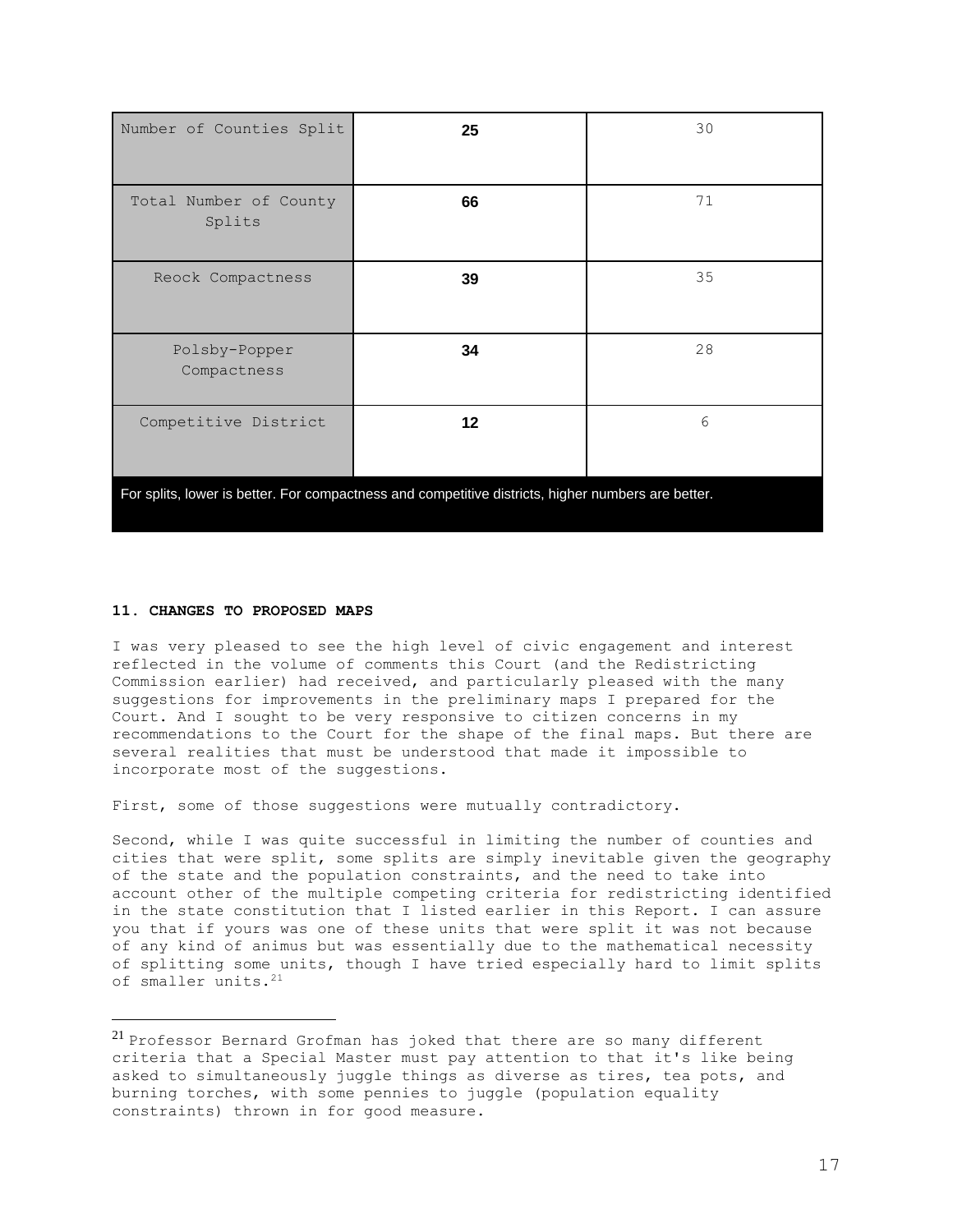| | | |
|---|---|---|
| Number of Counties Split | **25** | 30 |
| Total Number of County Splits | **66** | 71 |
| Reock Compactness | **39** | 35 |
| Polsby-Popper Compactness | **34** | 28 |
| Competitive District | **12** | 6 |

For splits, lower is better. For compactness and competitive districts, higher numbers are better.

**11. CHANGES TO PROPOSED MAPS**

I was very pleased to see the high level of civic engagement and interest reflected in the volume of comments this Court (and the Redistricting Commission earlier) had received, and particularly pleased with the many suggestions for improvements in the preliminary maps I prepared for the Court. And I sought to be very responsive to citizen concerns in my recommendations to the Court for the shape of the final maps. But there are several realities that must be understood that made it impossible to incorporate most of the suggestions.

First, some of those suggestions were mutually contradictory.

Second, while I was quite successful in limiting the number of counties and cities that were split, some splits are simply inevitable given the geography of the state and the population constraints, and the need to take into account other of the multiple competing criteria for redistricting identified in the state constitution that I listed earlier in this Report. I can assure you that if yours was one of these units that were split it was not because of any kind of animus but was essentially due to the mathematical necessity of splitting some units, though I have tried especially hard to limit splits of smaller units.[21]

[21] Professor Bernard Grofman has joked that there are so many different criteria that a Special Master must pay attention to that it's like being asked to simultaneously juggle things as diverse as tires, tea pots, and burning torches, with some pennies to juggle (population equality constraints) thrown in for good measure.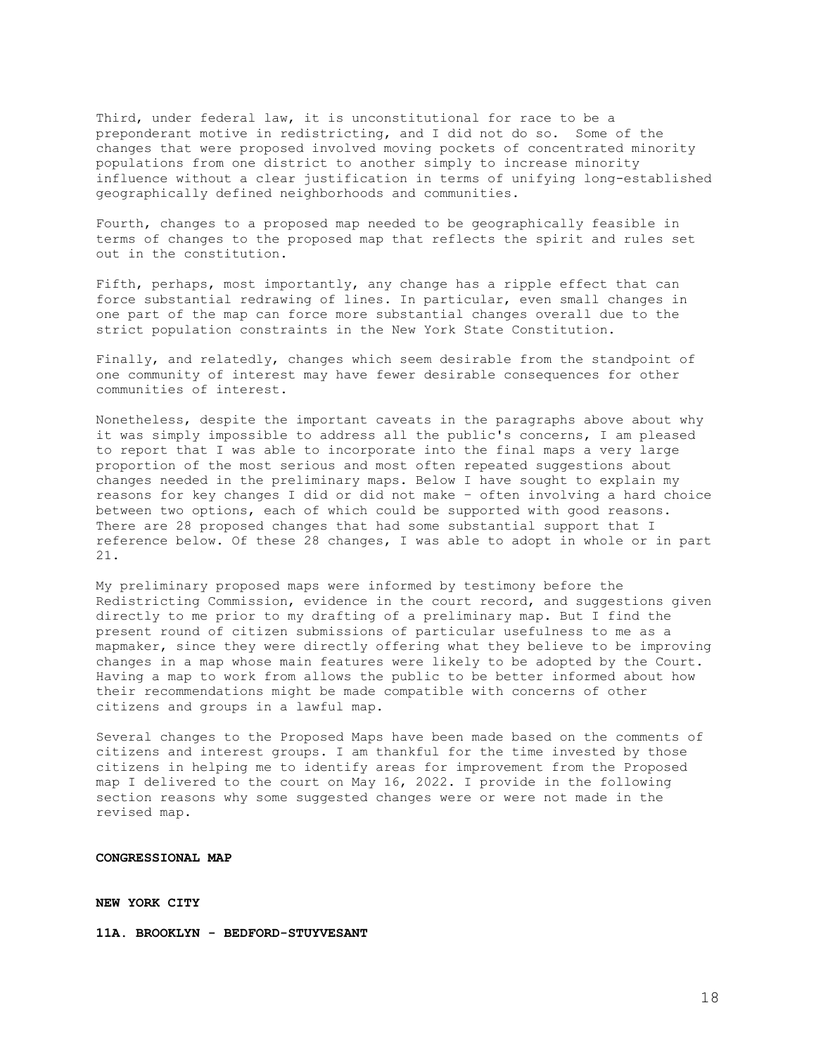Third, under federal law, it is unconstitutional for race to be a preponderant motive in redistricting, and I did not do so. Some of the changes that were proposed involved moving pockets of concentrated minority populations from one district to another simply to increase minority influence without a clear justification in terms of unifying long-established geographically defined neighborhoods and communities.

Fourth, changes to a proposed map needed to be geographically feasible in terms of changes to the proposed map that reflects the spirit and rules set out in the constitution.

Fifth, perhaps, most importantly, any change has a ripple effect that can force substantial redrawing of lines. In particular, even small changes in one part of the map can force more substantial changes overall due to the strict population constraints in the New York State Constitution.

Finally, and relatedly, changes which seem desirable from the standpoint of one community of interest may have fewer desirable consequences for other communities of interest.

Nonetheless, despite the important caveats in the paragraphs above about why it was simply impossible to address all the public's concerns, I am pleased to report that I was able to incorporate into the final maps a very large proportion of the most serious and most often repeated suggestions about changes needed in the preliminary maps. Below I have sought to explain my reasons for key changes I did or did not make – often involving a hard choice between two options, each of which could be supported with good reasons. There are 28 proposed changes that had some substantial support that I reference below. Of these 28 changes, I was able to adopt in whole or in part 21.

My preliminary proposed maps were informed by testimony before the Redistricting Commission, evidence in the court record, and suggestions given directly to me prior to my drafting of a preliminary map. But I find the present round of citizen submissions of particular usefulness to me as a mapmaker, since they were directly offering what they believe to be improving changes in a map whose main features were likely to be adopted by the Court. Having a map to work from allows the public to be better informed about how their recommendations might be made compatible with concerns of other citizens and groups in a lawful map.

Several changes to the Proposed Maps have been made based on the comments of citizens and interest groups. I am thankful for the time invested by those citizens in helping me to identify areas for improvement from the Proposed map I delivered to the court on May 16, 2022. I provide in the following section reasons why some suggested changes were or were not made in the revised map.

## CONGRESSIONAL MAP

### NEW YORK CITY

#### 11A. BROOKLYN - BEDFORD-STUYVESANT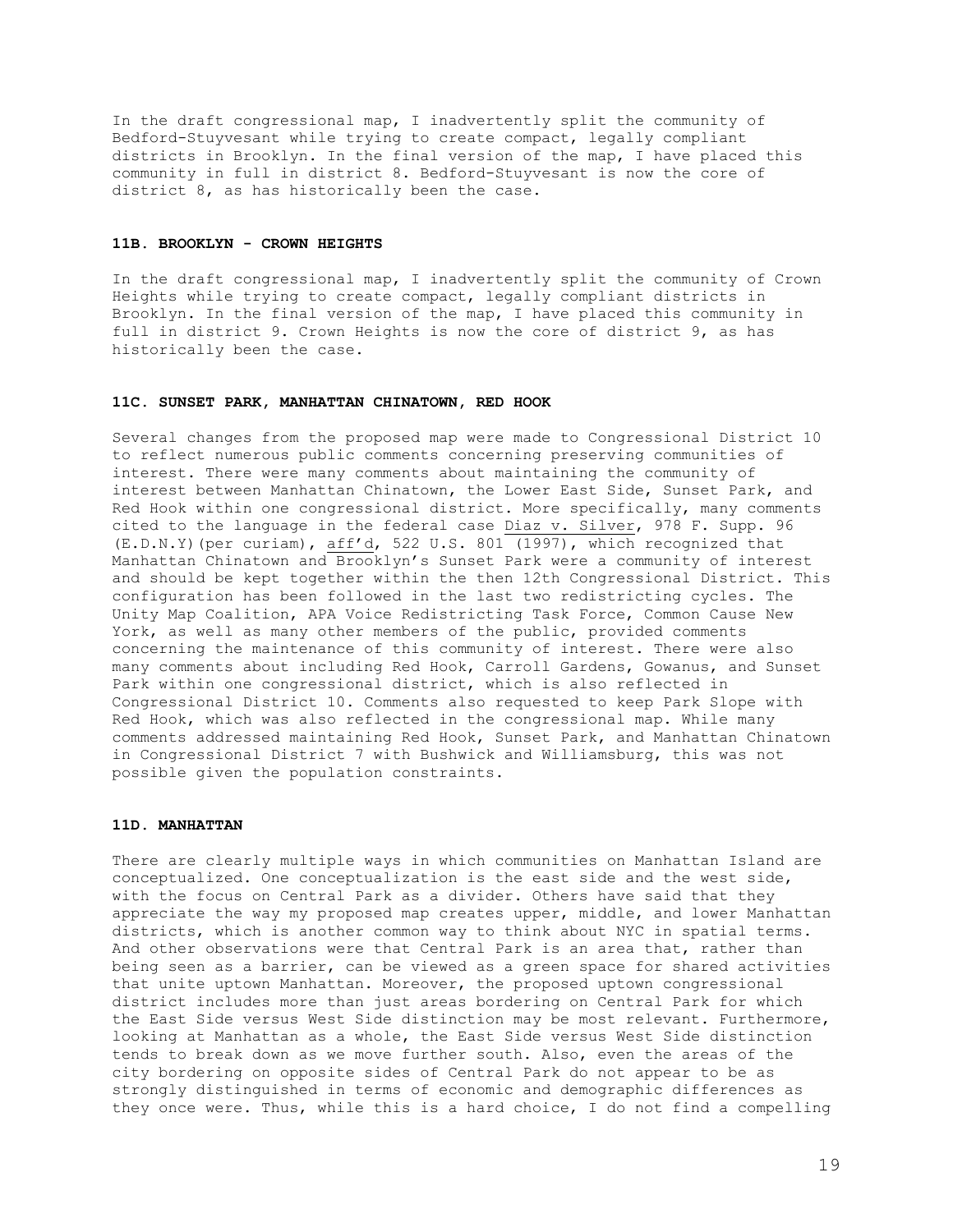In the draft congressional map, I inadvertently split the community of Bedford-Stuyvesant while trying to create compact, legally compliant districts in Brooklyn. In the final version of the map, I have placed this community in full in district 8. Bedford-Stuyvesant is now the core of district 8, as has historically been the case.

### 11B. BROOKLYN - CROWN HEIGHTS

In the draft congressional map, I inadvertently split the community of Crown Heights while trying to create compact, legally compliant districts in Brooklyn. In the final version of the map, I have placed this community in full in district 9. Crown Heights is now the core of district 9, as has historically been the case.

### 11C. SUNSET PARK, MANHATTAN CHINATOWN, RED HOOK

Several changes from the proposed map were made to Congressional District 10 to reflect numerous public comments concerning preserving communities of interest. There were many comments about maintaining the community of interest between Manhattan Chinatown, the Lower East Side, Sunset Park, and Red Hook within one congressional district. More specifically, many comments cited to the language in the federal case Diaz v. Silver, 978 F. Supp. 96 (E.D.N.Y)(per curiam), aff'd, 522 U.S. 801 (1997), which recognized that Manhattan Chinatown and Brooklyn's Sunset Park were a community of interest and should be kept together within the then 12th Congressional District. This configuration has been followed in the last two redistricting cycles. The Unity Map Coalition, APA Voice Redistricting Task Force, Common Cause New York, as well as many other members of the public, provided comments concerning the maintenance of this community of interest. There were also many comments about including Red Hook, Carroll Gardens, Gowanus, and Sunset Park within one congressional district, which is also reflected in Congressional District 10. Comments also requested to keep Park Slope with Red Hook, which was also reflected in the congressional map. While many comments addressed maintaining Red Hook, Sunset Park, and Manhattan Chinatown in Congressional District 7 with Bushwick and Williamsburg, this was not possible given the population constraints.

### 11D. MANHATTAN

There are clearly multiple ways in which communities on Manhattan Island are conceptualized. One conceptualization is the east side and the west side, with the focus on Central Park as a divider. Others have said that they appreciate the way my proposed map creates upper, middle, and lower Manhattan districts, which is another common way to think about NYC in spatial terms. And other observations were that Central Park is an area that, rather than being seen as a barrier, can be viewed as a green space for shared activities that unite uptown Manhattan. Moreover, the proposed uptown congressional district includes more than just areas bordering on Central Park for which the East Side versus West Side distinction may be most relevant. Furthermore, looking at Manhattan as a whole, the East Side versus West Side distinction tends to break down as we move further south. Also, even the areas of the city bordering on opposite sides of Central Park do not appear to be as strongly distinguished in terms of economic and demographic differences as they once were. Thus, while this is a hard choice, I do not find a compelling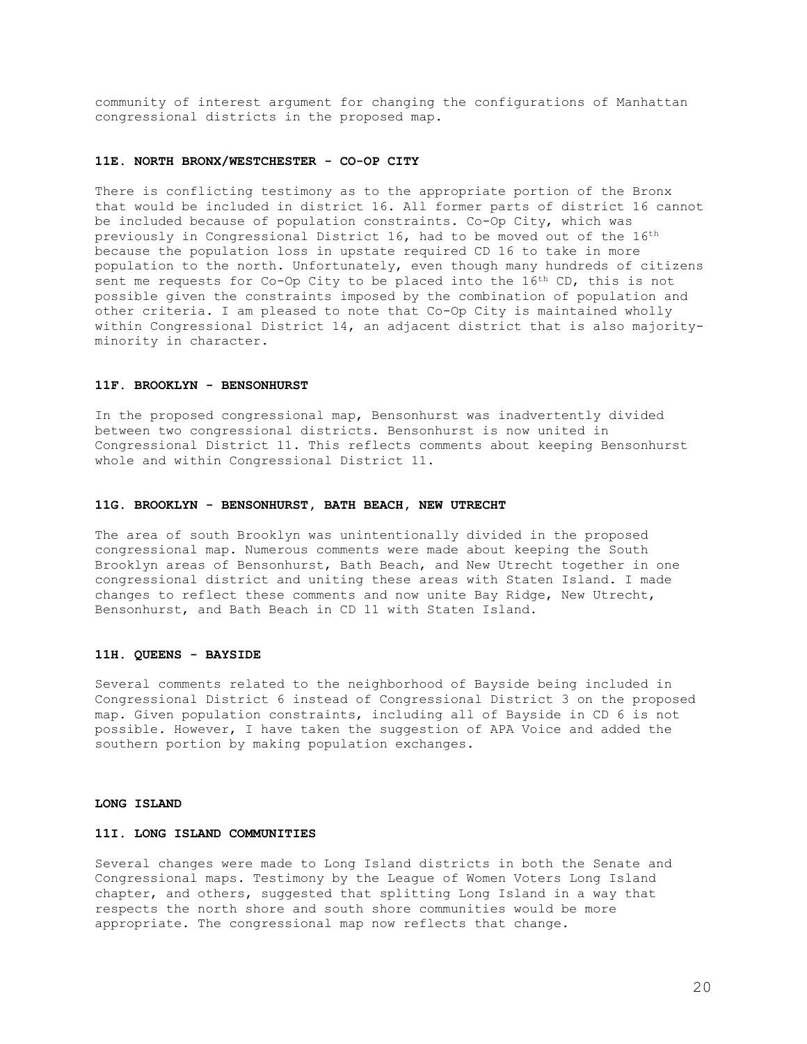community of interest argument for changing the configurations of Manhattan congressional districts in the proposed map.

#### 11E. NORTH BRONX/WESTCHESTER - CO-OP CITY

There is conflicting testimony as to the appropriate portion of the Bronx that would be included in district 16. All former parts of district 16 cannot be included because of population constraints. Co-Op City, which was previously in Congressional District 16, had to be moved out of the 16th because the population loss in upstate required CD 16 to take in more population to the north. Unfortunately, even though many hundreds of citizens sent me requests for Co-Op City to be placed into the 16th CD, this is not possible given the constraints imposed by the combination of population and other criteria. I am pleased to note that Co-Op City is maintained wholly within Congressional District 14, an adjacent district that is also majority-minority in character.

#### 11F. BROOKLYN - BENSONHURST

In the proposed congressional map, Bensonhurst was inadvertently divided between two congressional districts. Bensonhurst is now united in Congressional District 11. This reflects comments about keeping Bensonhurst whole and within Congressional District 11.

#### 11G. BROOKLYN - BENSONHURST, BATH BEACH, NEW UTRECHT

The area of south Brooklyn was unintentionally divided in the proposed congressional map. Numerous comments were made about keeping the South Brooklyn areas of Bensonhurst, Bath Beach, and New Utrecht together in one congressional district and uniting these areas with Staten Island. I made changes to reflect these comments and now unite Bay Ridge, New Utrecht, Bensonhurst, and Bath Beach in CD 11 with Staten Island.

#### 11H. QUEENS - BAYSIDE

Several comments related to the neighborhood of Bayside being included in Congressional District 6 instead of Congressional District 3 on the proposed map. Given population constraints, including all of Bayside in CD 6 is not possible. However, I have taken the suggestion of APA Voice and added the southern portion by making population exchanges.

### LONG ISLAND

#### 11I. LONG ISLAND COMMUNITIES

Several changes were made to Long Island districts in both the Senate and Congressional maps. Testimony by the League of Women Voters Long Island chapter, and others, suggested that splitting Long Island in a way that respects the north shore and south shore communities would be more appropriate. The congressional map now reflects that change.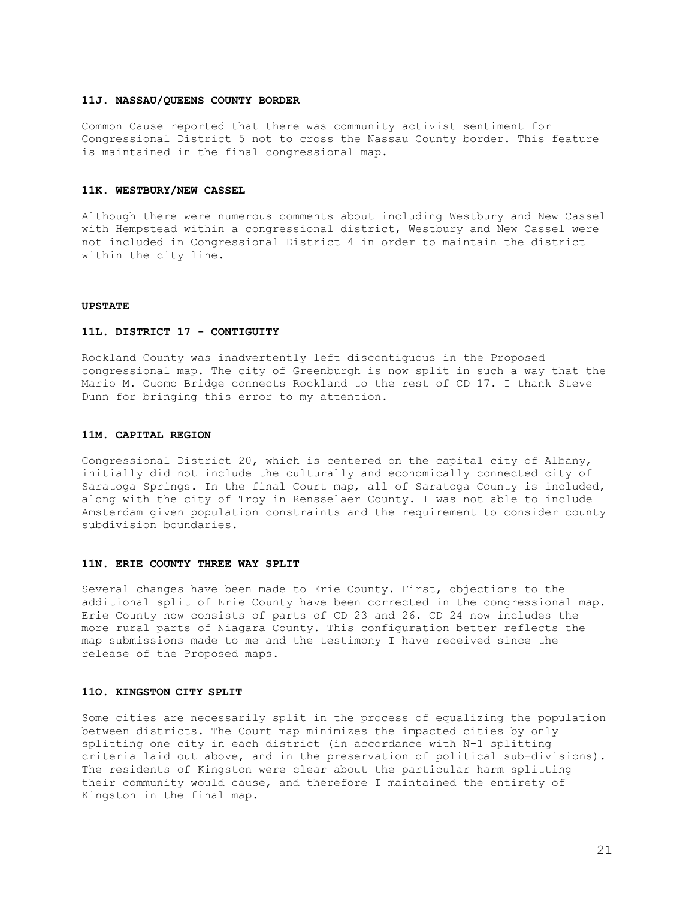### 11J. NASSAU/QUEENS COUNTY BORDER

Common Cause reported that there was community activist sentiment for Congressional District 5 not to cross the Nassau County border. This feature is maintained in the final congressional map.

### 11K. WESTBURY/NEW CASSEL

Although there were numerous comments about including Westbury and New Cassel with Hempstead within a congressional district, Westbury and New Cassel were not included in Congressional District 4 in order to maintain the district within the city line.

## UPSTATE

### 11L. DISTRICT 17 - CONTIGUITY

Rockland County was inadvertently left discontiguous in the Proposed congressional map. The city of Greenburgh is now split in such a way that the Mario M. Cuomo Bridge connects Rockland to the rest of CD 17. I thank Steve Dunn for bringing this error to my attention.

### 11M. CAPITAL REGION

Congressional District 20, which is centered on the capital city of Albany, initially did not include the culturally and economically connected city of Saratoga Springs. In the final Court map, all of Saratoga County is included, along with the city of Troy in Rensselaer County. I was not able to include Amsterdam given population constraints and the requirement to consider county subdivision boundaries.

### 11N. ERIE COUNTY THREE WAY SPLIT

Several changes have been made to Erie County. First, objections to the additional split of Erie County have been corrected in the congressional map. Erie County now consists of parts of CD 23 and 26. CD 24 now includes the more rural parts of Niagara County. This configuration better reflects the map submissions made to me and the testimony I have received since the release of the Proposed maps.

### 11O. KINGSTON CITY SPLIT

Some cities are necessarily split in the process of equalizing the population between districts. The Court map minimizes the impacted cities by only splitting one city in each district (in accordance with N-1 splitting criteria laid out above, and in the preservation of political sub-divisions). The residents of Kingston were clear about the particular harm splitting their community would cause, and therefore I maintained the entirety of Kingston in the final map.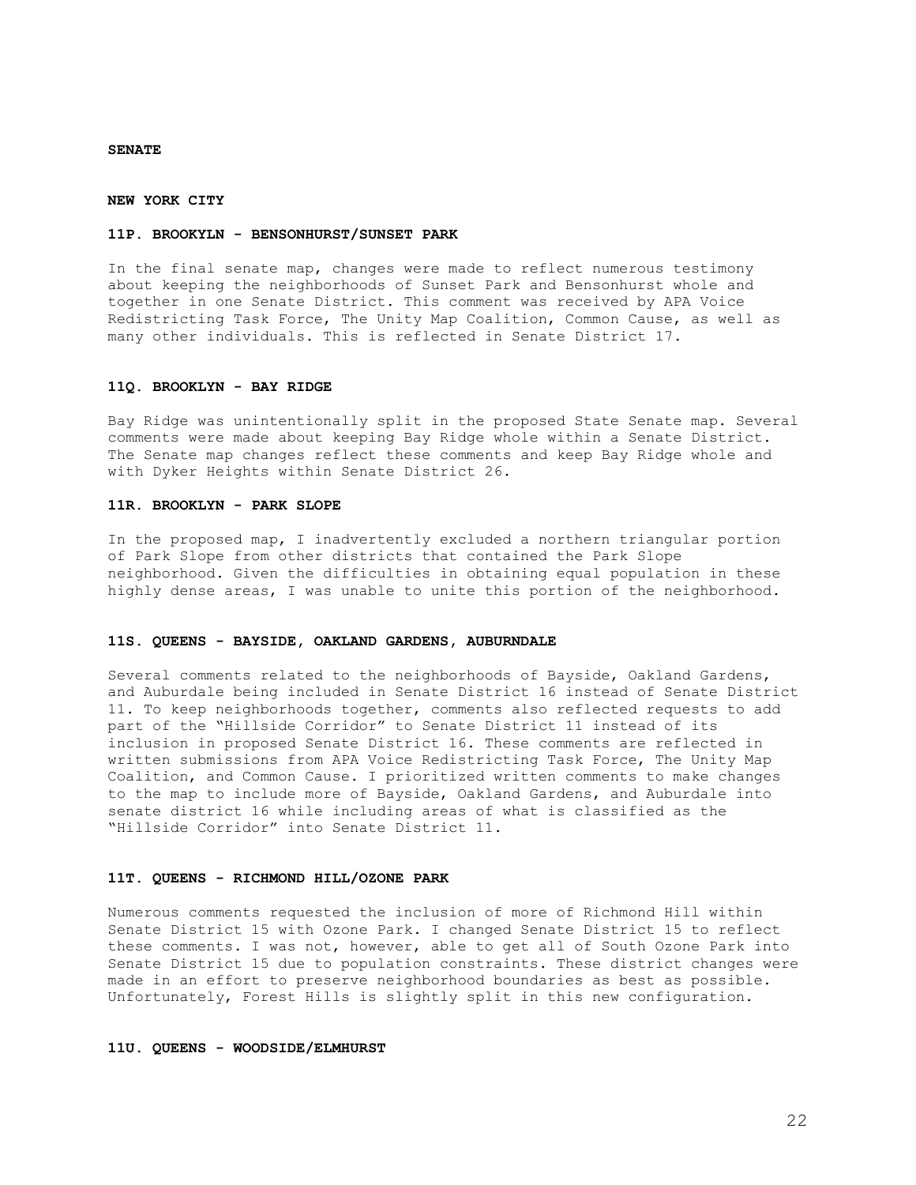**SENATE**

**NEW YORK CITY**

**11P. BROOKYLN - BENSONHURST/SUNSET PARK**

In the final senate map, changes were made to reflect numerous testimony about keeping the neighborhoods of Sunset Park and Bensonhurst whole and together in one Senate District. This comment was received by APA Voice Redistricting Task Force, The Unity Map Coalition, Common Cause, as well as many other individuals. This is reflected in Senate District 17.

**11Q. BROOKLYN - BAY RIDGE**

Bay Ridge was unintentionally split in the proposed State Senate map. Several comments were made about keeping Bay Ridge whole within a Senate District. The Senate map changes reflect these comments and keep Bay Ridge whole and with Dyker Heights within Senate District 26.

**11R. BROOKLYN - PARK SLOPE**

In the proposed map, I inadvertently excluded a northern triangular portion of Park Slope from other districts that contained the Park Slope neighborhood. Given the difficulties in obtaining equal population in these highly dense areas, I was unable to unite this portion of the neighborhood.

**11S. QUEENS - BAYSIDE, OAKLAND GARDENS, AUBURNDALE**

Several comments related to the neighborhoods of Bayside, Oakland Gardens, and Auburdale being included in Senate District 16 instead of Senate District 11. To keep neighborhoods together, comments also reflected requests to add part of the "Hillside Corridor" to Senate District 11 instead of its inclusion in proposed Senate District 16. These comments are reflected in written submissions from APA Voice Redistricting Task Force, The Unity Map Coalition, and Common Cause. I prioritized written comments to make changes to the map to include more of Bayside, Oakland Gardens, and Auburdale into senate district 16 while including areas of what is classified as the "Hillside Corridor" into Senate District 11.

**11T. QUEENS - RICHMOND HILL/OZONE PARK**

Numerous comments requested the inclusion of more of Richmond Hill within Senate District 15 with Ozone Park. I changed Senate District 15 to reflect these comments. I was not, however, able to get all of South Ozone Park into Senate District 15 due to population constraints. These district changes were made in an effort to preserve neighborhood boundaries as best as possible. Unfortunately, Forest Hills is slightly split in this new configuration.

**11U. QUEENS - WOODSIDE/ELMHURST**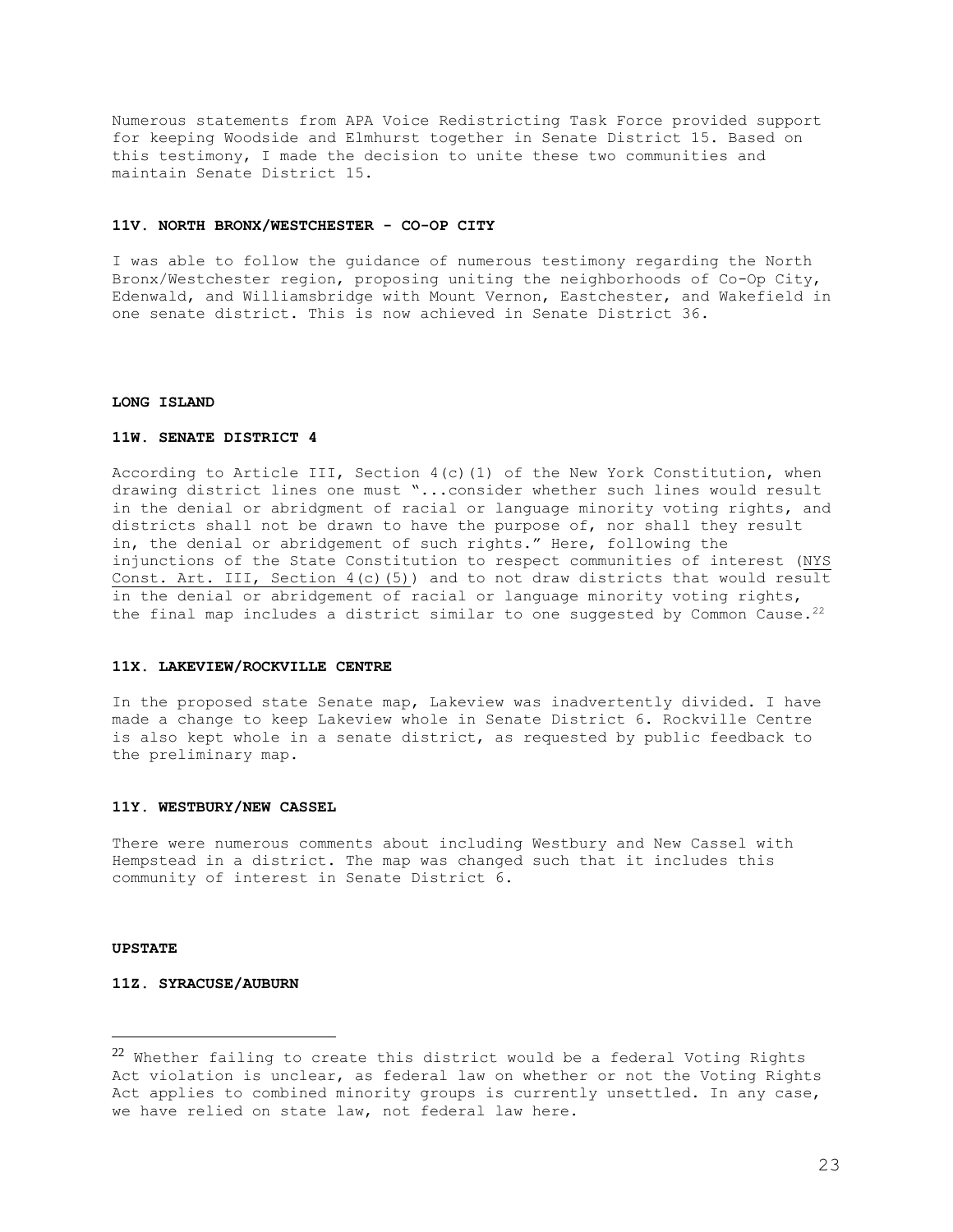Numerous statements from APA Voice Redistricting Task Force provided support for keeping Woodside and Elmhurst together in Senate District 15. Based on this testimony, I made the decision to unite these two communities and maintain Senate District 15.

### 11V. NORTH BRONX/WESTCHESTER - CO-OP CITY

I was able to follow the guidance of numerous testimony regarding the North Bronx/Westchester region, proposing uniting the neighborhoods of Co-Op City, Edenwald, and Williamsbridge with Mount Vernon, Eastchester, and Wakefield in one senate district. This is now achieved in Senate District 36.

## LONG ISLAND

### 11W. SENATE DISTRICT 4

According to Article III, Section 4(c)(1) of the New York Constitution, when drawing district lines one must "...consider whether such lines would result in the denial or abridgment of racial or language minority voting rights, and districts shall not be drawn to have the purpose of, nor shall they result in, the denial or abridgement of such rights." Here, following the injunctions of the State Constitution to respect communities of interest (NYS Const. Art. III, Section 4(c)(5)) and to not draw districts that would result in the denial or abridgement of racial or language minority voting rights, the final map includes a district similar to one suggested by Common Cause.[22]

### 11X. LAKEVIEW/ROCKVILLE CENTRE

In the proposed state Senate map, Lakeview was inadvertently divided. I have made a change to keep Lakeview whole in Senate District 6. Rockville Centre is also kept whole in a senate district, as requested by public feedback to the preliminary map.

### 11Y. WESTBURY/NEW CASSEL

There were numerous comments about including Westbury and New Cassel with Hempstead in a district. The map was changed such that it includes this community of interest in Senate District 6.

## UPSTATE

### 11Z. SYRACUSE/AUBURN

---

[22] Whether failing to create this district would be a federal Voting Rights Act violation is unclear, as federal law on whether or not the Voting Rights Act applies to combined minority groups is currently unsettled. In any case, we have relied on state law, not federal law here.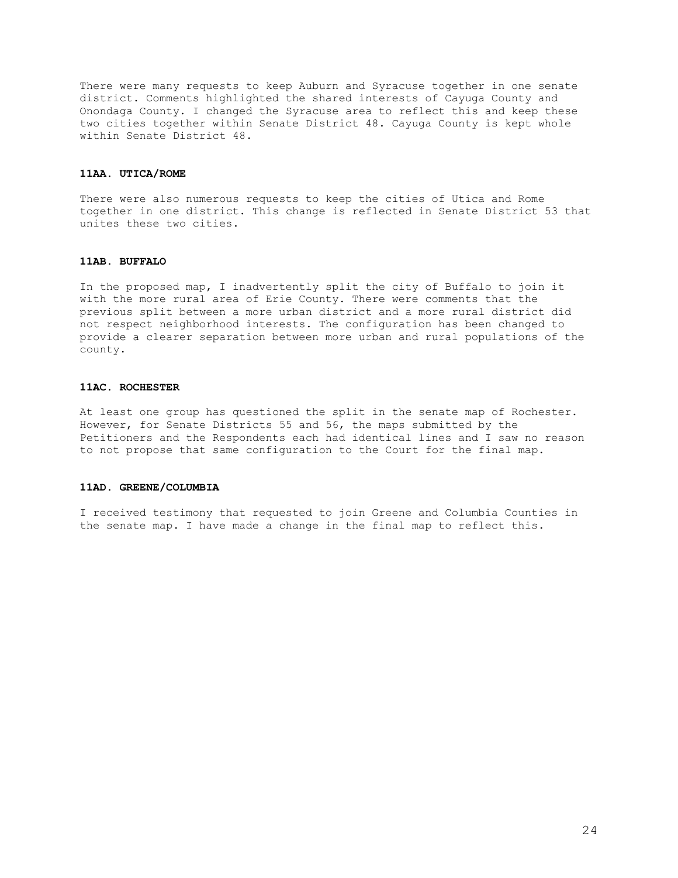There were many requests to keep Auburn and Syracuse together in one senate district. Comments highlighted the shared interests of Cayuga County and Onondaga County. I changed the Syracuse area to reflect this and keep these two cities together within Senate District 48. Cayuga County is kept whole within Senate District 48.

### 11AA. UTICA/ROME

There were also numerous requests to keep the cities of Utica and Rome together in one district. This change is reflected in Senate District 53 that unites these two cities.

### 11AB. BUFFALO

In the proposed map, I inadvertently split the city of Buffalo to join it with the more rural area of Erie County. There were comments that the previous split between a more urban district and a more rural district did not respect neighborhood interests. The configuration has been changed to provide a clearer separation between more urban and rural populations of the county.

### 11AC. ROCHESTER

At least one group has questioned the split in the senate map of Rochester. However, for Senate Districts 55 and 56, the maps submitted by the Petitioners and the Respondents each had identical lines and I saw no reason to not propose that same configuration to the Court for the final map.

### 11AD. GREENE/COLUMBIA

I received testimony that requested to join Greene and Columbia Counties in the senate map. I have made a change in the final map to reflect this.